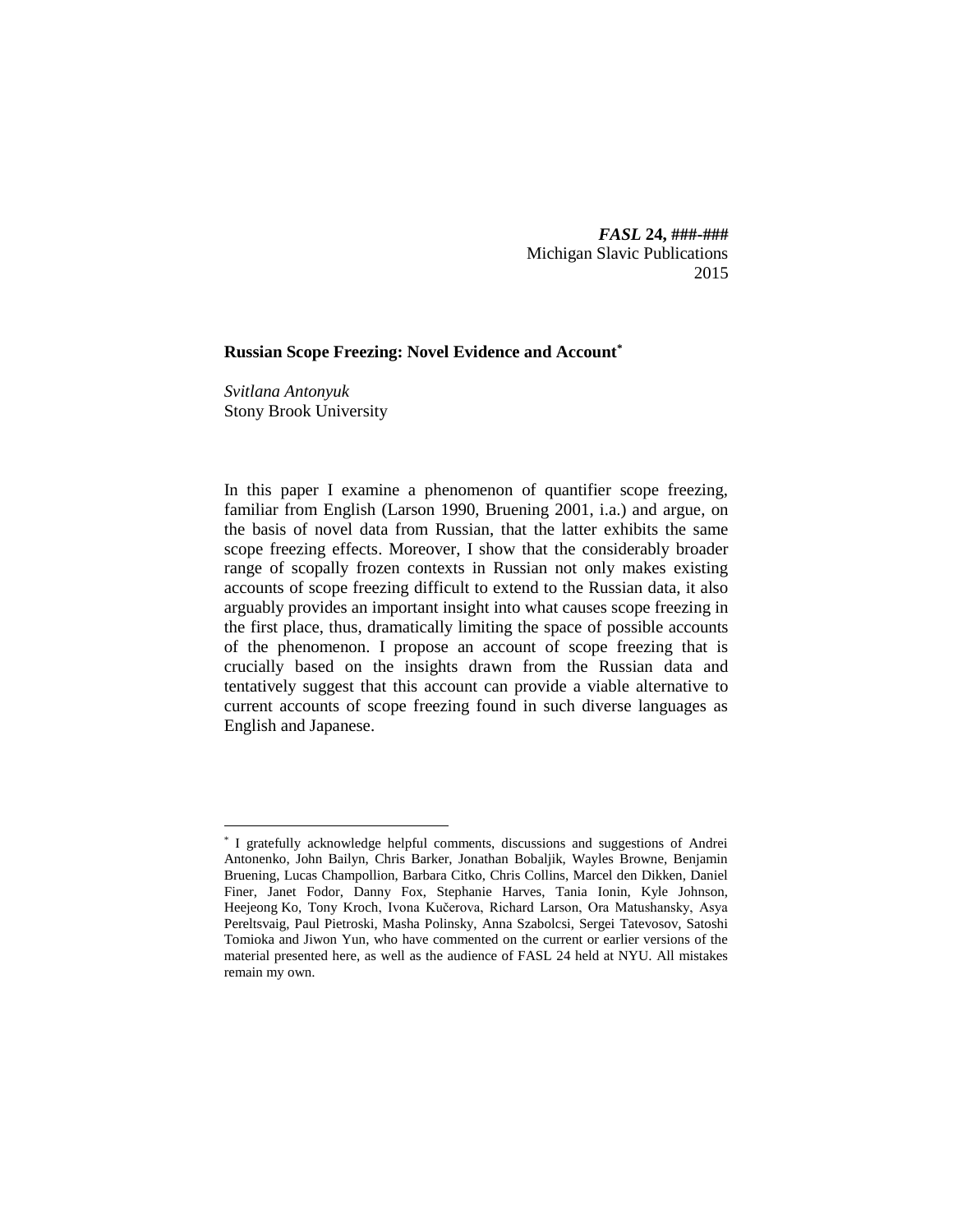*FASL* **24, ###-###**
Michigan Slavic Publications
2015

**Russian Scope Freezing: Novel Evidence and Account**[*]

*Svitlana Antonyuk*
Stony Brook University

In this paper I examine a phenomenon of quantifier scope freezing, familiar from English (Larson 1990, Bruening 2001, i.a.) and argue, on the basis of novel data from Russian, that the latter exhibits the same scope freezing effects. Moreover, I show that the considerably broader range of scopally frozen contexts in Russian not only makes existing accounts of scope freezing difficult to extend to the Russian data, it also arguably provides an important insight into what causes scope freezing in the first place, thus, dramatically limiting the space of possible accounts of the phenomenon. I propose an account of scope freezing that is crucially based on the insights drawn from the Russian data and tentatively suggest that this account can provide a viable alternative to current accounts of scope freezing found in such diverse languages as English and Japanese.

[*] I gratefully acknowledge helpful comments, discussions and suggestions of Andrei Antonenko, John Bailyn, Chris Barker, Jonathan Bobaljik, Wayles Browne, Benjamin Bruening, Lucas Champollion, Barbara Citko, Chris Collins, Marcel den Dikken, Daniel Finer, Janet Fodor, Danny Fox, Stephanie Harves, Tania Ionin, Kyle Johnson, Heejeong Ko, Tony Kroch, Ivona Kučerova, Richard Larson, Ora Matushansky, Asya Pereltsvaig, Paul Pietroski, Masha Polinsky, Anna Szabolcsi, Sergei Tatevosov, Satoshi Tomioka and Jiwon Yun, who have commented on the current or earlier versions of the material presented here, as well as the audience of FASL 24 held at NYU. All mistakes remain my own.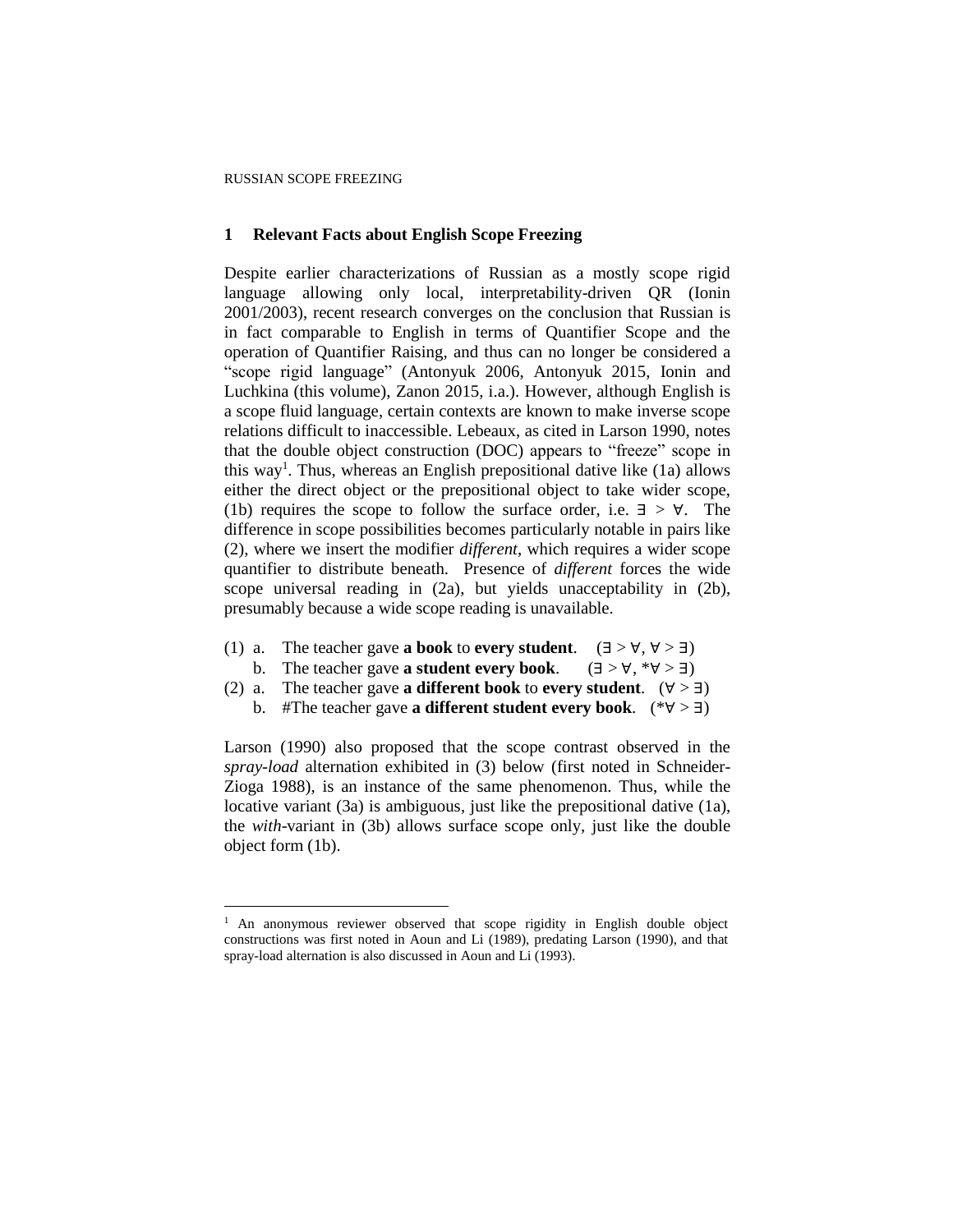## 1 Relevant Facts about English Scope Freezing

Despite earlier characterizations of Russian as a mostly scope rigid language allowing only local, interpretability-driven QR (Ionin 2001/2003), recent research converges on the conclusion that Russian is in fact comparable to English in terms of Quantifier Scope and the operation of Quantifier Raising, and thus can no longer be considered a "scope rigid language" (Antonyuk 2006, Antonyuk 2015, Ionin and Luchkina (this volume), Zanon 2015, i.a.). However, although English is a scope fluid language, certain contexts are known to make inverse scope relations difficult to inaccessible. Lebeaux, as cited in Larson 1990, notes that the double object construction (DOC) appears to "freeze" scope in this way[1]. Thus, whereas an English prepositional dative like (1a) allows either the direct object or the prepositional object to take wider scope, (1b) requires the scope to follow the surface order, i.e. ∃ > ∀. The difference in scope possibilities becomes particularly notable in pairs like (2), where we insert the modifier *different*, which requires a wider scope quantifier to distribute beneath. Presence of *different* forces the wide scope universal reading in (2a), but yields unacceptability in (2b), presumably because a wide scope reading is unavailable.

(1) a. The teacher gave **a book** to **every student**. (∃ > ∀, ∀ > ∃)
    b. The teacher gave **a student every book**. (∃ > ∀, *∀ > ∃)

(2) a. The teacher gave **a different book** to **every student**. (∀ > ∃)
    b. #The teacher gave **a different student every book**. (*∀ > ∃)

Larson (1990) also proposed that the scope contrast observed in the *spray-load* alternation exhibited in (3) below (first noted in Schneider-Zioga 1988), is an instance of the same phenomenon. Thus, while the locative variant (3a) is ambiguous, just like the prepositional dative (1a), the *with*-variant in (3b) allows surface scope only, just like the double object form (1b).

[1] An anonymous reviewer observed that scope rigidity in English double object constructions was first noted in Aoun and Li (1989), predating Larson (1990), and that spray-load alternation is also discussed in Aoun and Li (1993).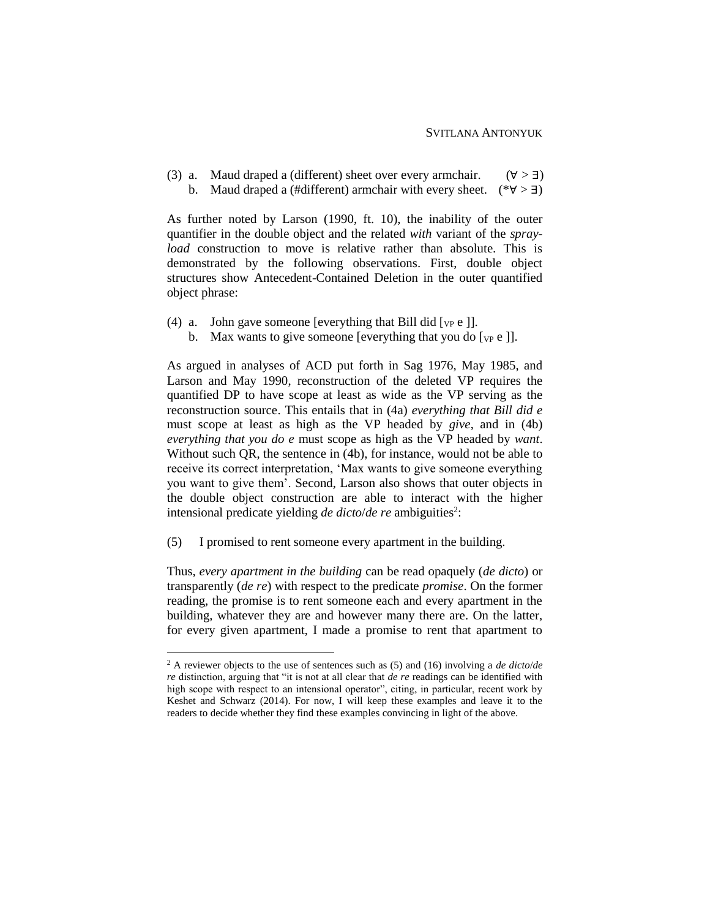(3) a. Maud draped a (different) sheet over every armchair. (∀ > ∃)
  b. Maud draped a (#different) armchair with every sheet. (*∀ > ∃)

As further noted by Larson (1990, ft. 10), the inability of the outer quantifier in the double object and the related *with* variant of the *spray-load* construction to move is relative rather than absolute. This is demonstrated by the following observations. First, double object structures show Antecedent-Contained Deletion in the outer quantified object phrase:

(4) a. John gave someone [everything that Bill did [$_{VP}$ e ]].
  b. Max wants to give someone [everything that you do [$_{VP}$ e ]].

As argued in analyses of ACD put forth in Sag 1976, May 1985, and Larson and May 1990, reconstruction of the deleted VP requires the quantified DP to have scope at least as wide as the VP serving as the reconstruction source. This entails that in (4a) *everything that Bill did e* must scope at least as high as the VP headed by *give*, and in (4b) *everything that you do e* must scope as high as the VP headed by *want*. Without such QR, the sentence in (4b), for instance, would not be able to receive its correct interpretation, 'Max wants to give someone everything you want to give them'. Second, Larson also shows that outer objects in the double object construction are able to interact with the higher intensional predicate yielding *de dicto*/*de re* ambiguities[2]:

(5) I promised to rent someone every apartment in the building.

Thus, *every apartment in the building* can be read opaquely (*de dicto*) or transparently (*de re*) with respect to the predicate *promise*. On the former reading, the promise is to rent someone each and every apartment in the building, whatever they are and however many there are. On the latter, for every given apartment, I made a promise to rent that apartment to

[2] A reviewer objects to the use of sentences such as (5) and (16) involving a *de dicto*/*de re* distinction, arguing that "it is not at all clear that *de re* readings can be identified with high scope with respect to an intensional operator", citing, in particular, recent work by Keshet and Schwarz (2014). For now, I will keep these examples and leave it to the readers to decide whether they find these examples convincing in light of the above.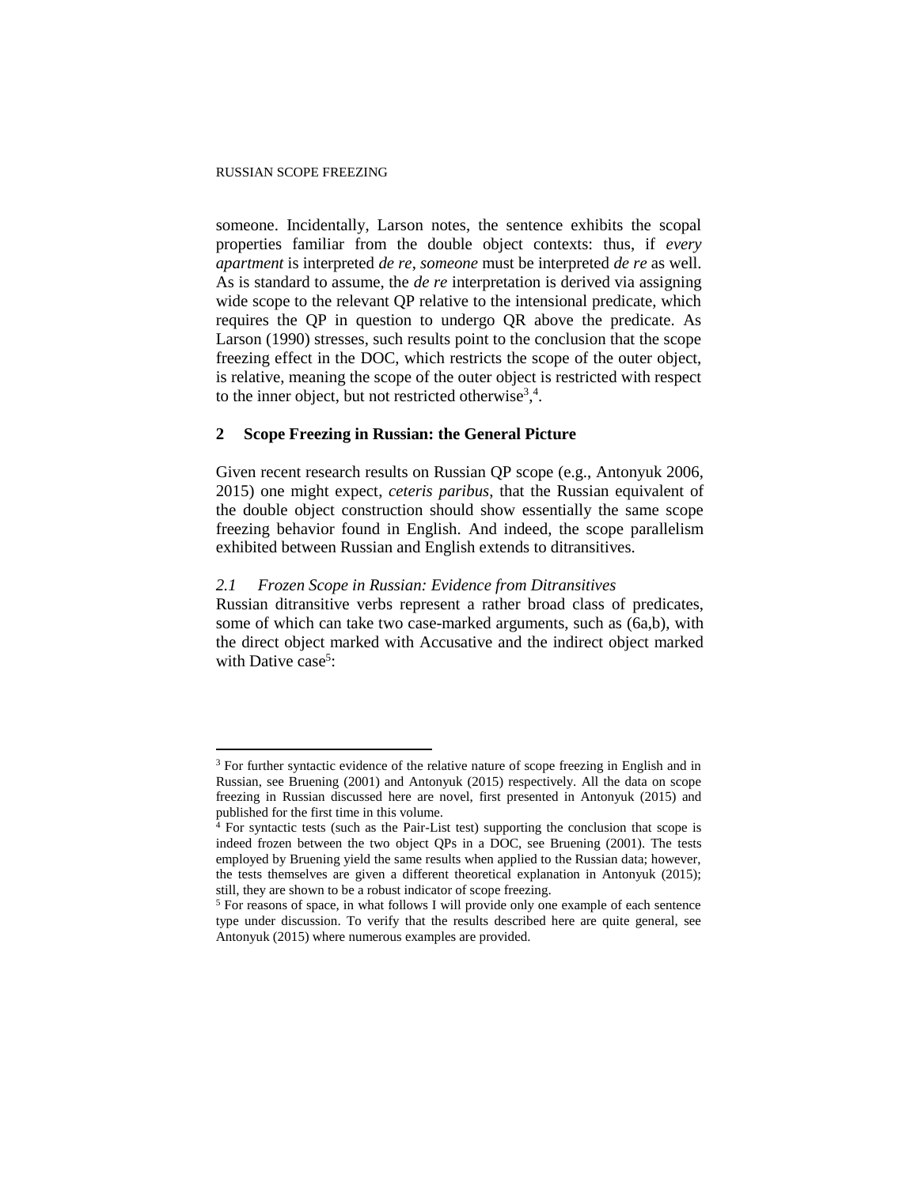someone. Incidentally, Larson notes, the sentence exhibits the scopal properties familiar from the double object contexts: thus, if *every apartment* is interpreted *de re*, *someone* must be interpreted *de re* as well. As is standard to assume, the *de re* interpretation is derived via assigning wide scope to the relevant QP relative to the intensional predicate, which requires the QP in question to undergo QR above the predicate. As Larson (1990) stresses, such results point to the conclusion that the scope freezing effect in the DOC, which restricts the scope of the outer object, is relative, meaning the scope of the outer object is restricted with respect to the inner object, but not restricted otherwise[3],[4].

## 2 Scope Freezing in Russian: the General Picture

Given recent research results on Russian QP scope (e.g., Antonyuk 2006, 2015) one might expect, *ceteris paribus*, that the Russian equivalent of the double object construction should show essentially the same scope freezing behavior found in English. And indeed, the scope parallelism exhibited between Russian and English extends to ditransitives.

### *2.1 Frozen Scope in Russian: Evidence from Ditransitives*

Russian ditransitive verbs represent a rather broad class of predicates, some of which can take two case-marked arguments, such as (6a,b), with the direct object marked with Accusative and the indirect object marked with Dative case[5]:

---

[3] For further syntactic evidence of the relative nature of scope freezing in English and in Russian, see Bruening (2001) and Antonyuk (2015) respectively. All the data on scope freezing in Russian discussed here are novel, first presented in Antonyuk (2015) and published for the first time in this volume.

[4] For syntactic tests (such as the Pair-List test) supporting the conclusion that scope is indeed frozen between the two object QPs in a DOC, see Bruening (2001). The tests employed by Bruening yield the same results when applied to the Russian data; however, the tests themselves are given a different theoretical explanation in Antonyuk (2015); still, they are shown to be a robust indicator of scope freezing.

[5] For reasons of space, in what follows I will provide only one example of each sentence type under discussion. To verify that the results described here are quite general, see Antonyuk (2015) where numerous examples are provided.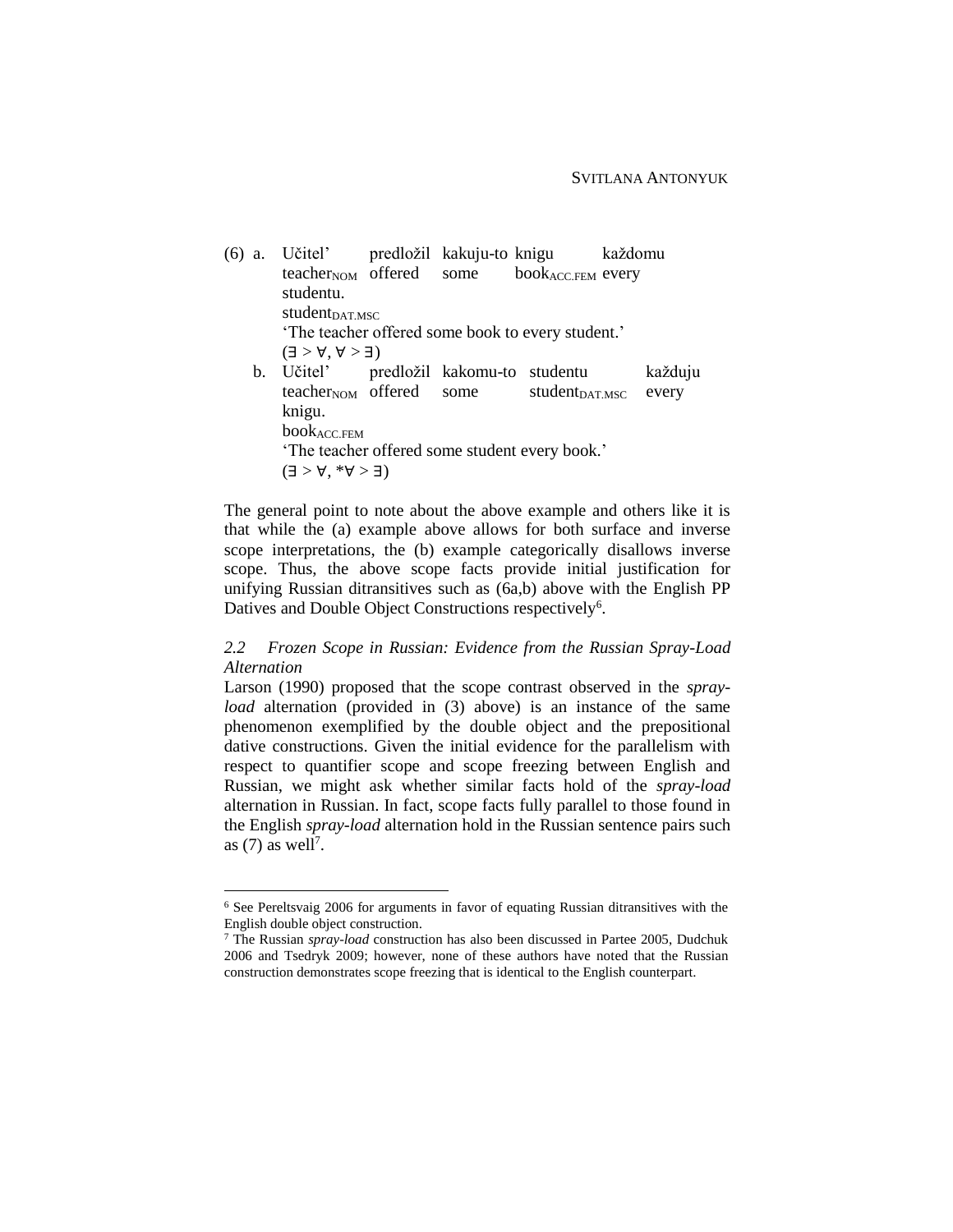(6) a. Učitel' predložil kakuju-to knigu každomu studentu.
   teacher$_{NOM}$ offered some book$_{ACC.FEM}$ every student$_{DAT.MSC}$
   'The teacher offered some book to every student.'
   (∃ > ∀, ∀ > ∃)

   b. Učitel' predložil kakomu-to studentu každuju knigu.
   teacher$_{NOM}$ offered some student$_{DAT.MSC}$ every book$_{ACC.FEM}$
   'The teacher offered some student every book.'
   (∃ > ∀, *∀ > ∃)

The general point to note about the above example and others like it is that while the (a) example above allows for both surface and inverse scope interpretations, the (b) example categorically disallows inverse scope. Thus, the above scope facts provide initial justification for unifying Russian ditransitives such as (6a,b) above with the English PP Datives and Double Object Constructions respectively[6].

### *2.2 Frozen Scope in Russian: Evidence from the Russian Spray-Load Alternation*

Larson (1990) proposed that the scope contrast observed in the *spray-load* alternation (provided in (3) above) is an instance of the same phenomenon exemplified by the double object and the prepositional dative constructions. Given the initial evidence for the parallelism with respect to quantifier scope and scope freezing between English and Russian, we might ask whether similar facts hold of the *spray-load* alternation in Russian. In fact, scope facts fully parallel to those found in the English *spray-load* alternation hold in the Russian sentence pairs such as (7) as well[7].

---

[6] See Pereltsvaig 2006 for arguments in favor of equating Russian ditransitives with the English double object construction.

[7] The Russian *spray-load* construction has also been discussed in Partee 2005, Dudchuk 2006 and Tsedryk 2009; however, none of these authors have noted that the Russian construction demonstrates scope freezing that is identical to the English counterpart.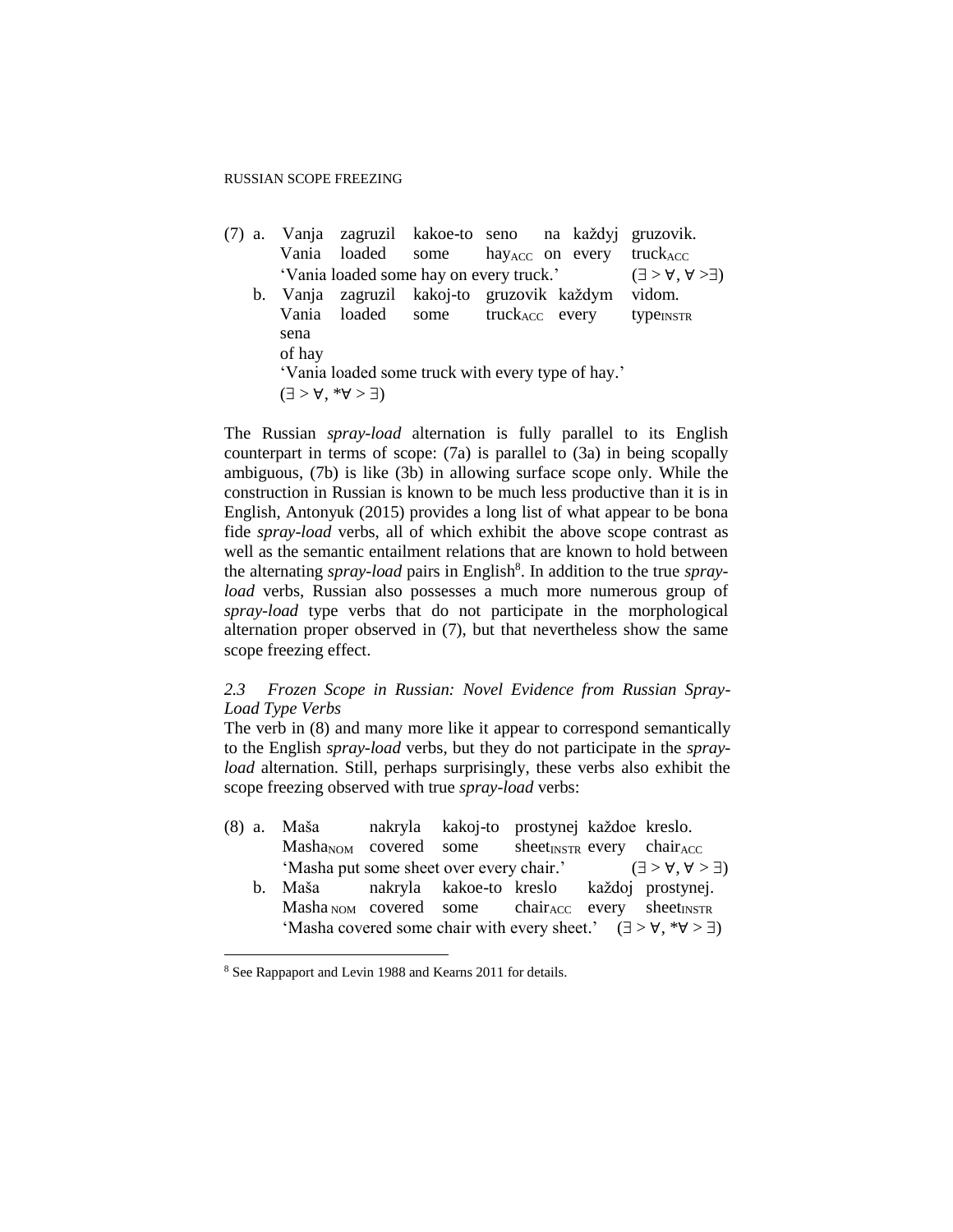(7) a. Vanja zagruzil kakoe-to seno na každyj gruzovik.
Vania loaded some hay$_{ACC}$ on every truck$_{ACC}$
'Vania loaded some hay on every truck.' (∃ > ∀, ∀ >∃)

b. Vanja zagruzil kakoj-to gruzovik každym vidom. sena
Vania loaded some truck$_{ACC}$ every type$_{INSTR}$ of hay
'Vania loaded some truck with every type of hay.'
(∃ > ∀, *∀ > ∃)

The Russian *spray-load* alternation is fully parallel to its English counterpart in terms of scope: (7a) is parallel to (3a) in being scopally ambiguous, (7b) is like (3b) in allowing surface scope only. While the construction in Russian is known to be much less productive than it is in English, Antonyuk (2015) provides a long list of what appear to be bona fide *spray-load* verbs, all of which exhibit the above scope contrast as well as the semantic entailment relations that are known to hold between the alternating *spray-load* pairs in English[8]. In addition to the true *spray-load* verbs, Russian also possesses a much more numerous group of *spray-load* type verbs that do not participate in the morphological alternation proper observed in (7), but that nevertheless show the same scope freezing effect.

### *2.3 Frozen Scope in Russian: Novel Evidence from Russian Spray-Load Type Verbs*

The verb in (8) and many more like it appear to correspond semantically to the English *spray-load* verbs, but they do not participate in the *spray-load* alternation. Still, perhaps surprisingly, these verbs also exhibit the scope freezing observed with true *spray-load* verbs:

(8) a. Maša nakryla kakoj-to prostynej každoe kreslo.
Masha$_{NOM}$ covered some sheet$_{INSTR}$ every chair$_{ACC}$
'Masha put some sheet over every chair.' (∃ > ∀, ∀ > ∃)

b. Maša nakryla kakoe-to kreslo každoj prostynej.
Masha$_{NOM}$ covered some chair$_{ACC}$ every sheet$_{INSTR}$
'Masha covered some chair with every sheet.' (∃ > ∀, *∀ > ∃)

---

[8] See Rappaport and Levin 1988 and Kearns 2011 for details.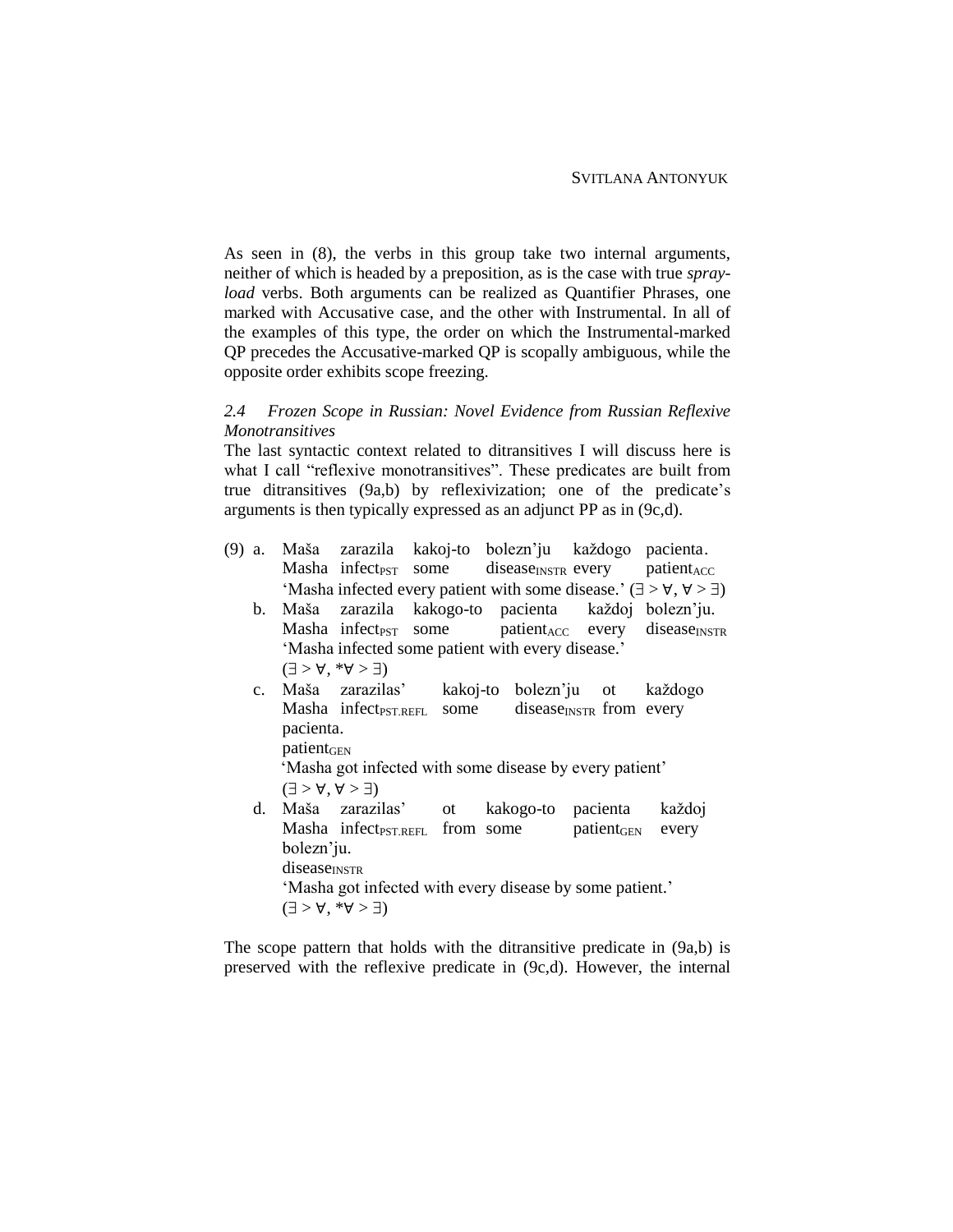As seen in (8), the verbs in this group take two internal arguments, neither of which is headed by a preposition, as is the case with true *spray-load* verbs. Both arguments can be realized as Quantifier Phrases, one marked with Accusative case, and the other with Instrumental. In all of the examples of this type, the order on which the Instrumental-marked QP precedes the Accusative-marked QP is scopally ambiguous, while the opposite order exhibits scope freezing.

### *2.4 Frozen Scope in Russian: Novel Evidence from Russian Reflexive Monotransitives*

The last syntactic context related to ditransitives I will discuss here is what I call "reflexive monotransitives". These predicates are built from true ditransitives (9a,b) by reflexivization; one of the predicate's arguments is then typically expressed as an adjunct PP as in (9c,d).

(9) a. Maša zarazila kakoj-to bolezn'ju každogo pacienta.
   Masha infect$_{PST}$ some disease$_{INSTR}$ every patient$_{ACC}$
   'Masha infected every patient with some disease.' ($\exists > \forall$, $\forall > \exists$)

b. Maša zarazila kakogo-to pacienta každoj bolezn'ju.
   Masha infect$_{PST}$ some patient$_{ACC}$ every disease$_{INSTR}$
   'Masha infected some patient with every disease.'
   ($\exists > \forall$, $*\forall > \exists$)

c. Maša zarazilas' kakoj-to bolezn'ju ot každogo pacienta.
   Masha infect$_{PST.REFL}$ some disease$_{INSTR}$ from every patient$_{GEN}$
   'Masha got infected with some disease by every patient'
   ($\exists > \forall$, $\forall > \exists$)

d. Maša zarazilas' ot kakogo-to pacienta každoj bolezn'ju.
   Masha infect$_{PST.REFL}$ from some patient$_{GEN}$ every disease$_{INSTR}$
   'Masha got infected with every disease by some patient.'
   ($\exists > \forall$, $*\forall > \exists$)

The scope pattern that holds with the ditransitive predicate in (9a,b) is preserved with the reflexive predicate in (9c,d). However, the internal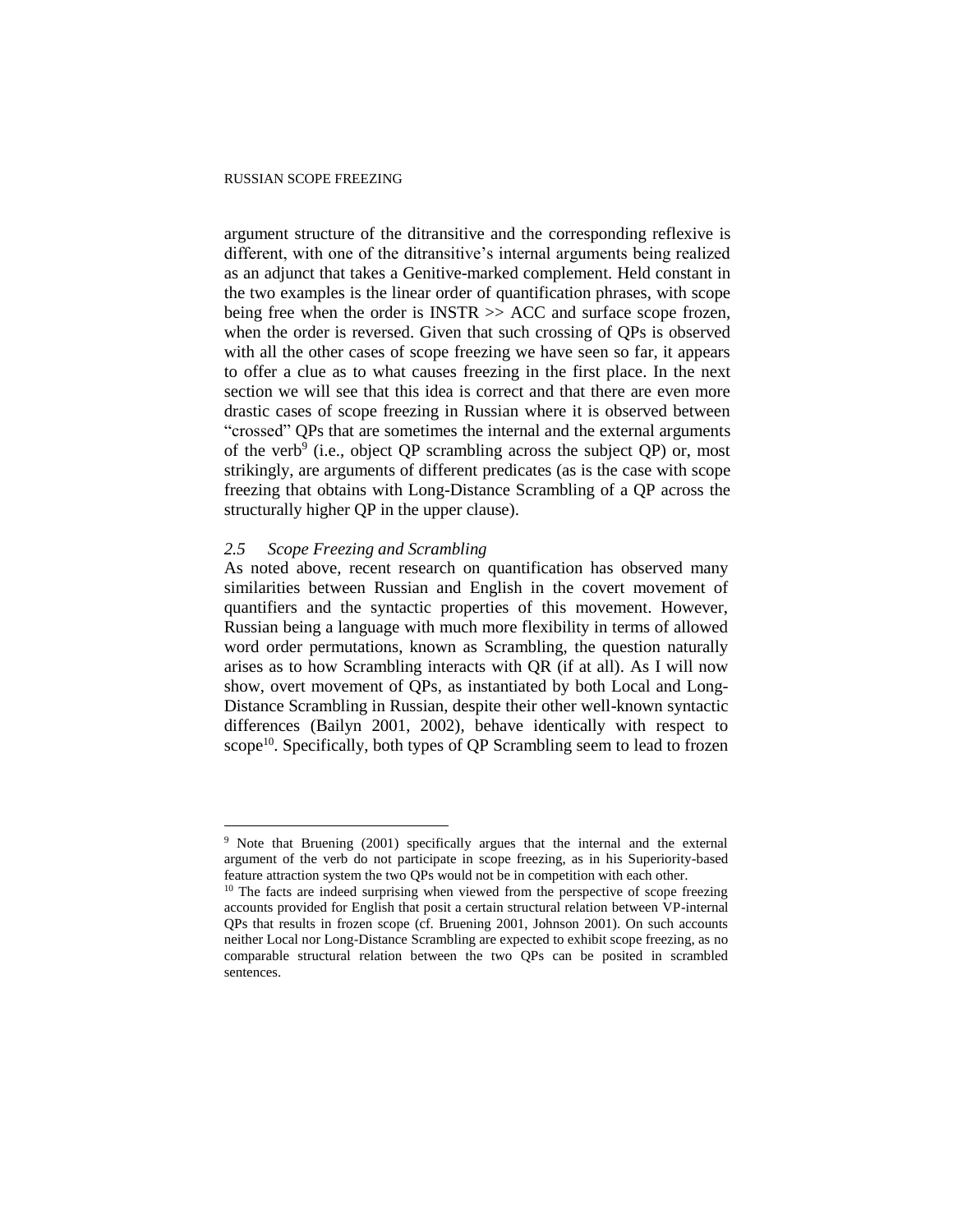argument structure of the ditransitive and the corresponding reflexive is different, with one of the ditransitive's internal arguments being realized as an adjunct that takes a Genitive-marked complement. Held constant in the two examples is the linear order of quantification phrases, with scope being free when the order is INSTR >> ACC and surface scope frozen, when the order is reversed. Given that such crossing of QPs is observed with all the other cases of scope freezing we have seen so far, it appears to offer a clue as to what causes freezing in the first place. In the next section we will see that this idea is correct and that there are even more drastic cases of scope freezing in Russian where it is observed between "crossed" QPs that are sometimes the internal and the external arguments of the verb[9] (i.e., object QP scrambling across the subject QP) or, most strikingly, are arguments of different predicates (as is the case with scope freezing that obtains with Long-Distance Scrambling of a QP across the structurally higher QP in the upper clause).

### *2.5 Scope Freezing and Scrambling*

As noted above, recent research on quantification has observed many similarities between Russian and English in the covert movement of quantifiers and the syntactic properties of this movement. However, Russian being a language with much more flexibility in terms of allowed word order permutations, known as Scrambling, the question naturally arises as to how Scrambling interacts with QR (if at all). As I will now show, overt movement of QPs, as instantiated by both Local and Long-Distance Scrambling in Russian, despite their other well-known syntactic differences (Bailyn 2001, 2002), behave identically with respect to scope[10]. Specifically, both types of QP Scrambling seem to lead to frozen

---

[9] Note that Bruening (2001) specifically argues that the internal and the external argument of the verb do not participate in scope freezing, as in his Superiority-based feature attraction system the two QPs would not be in competition with each other.

[10] The facts are indeed surprising when viewed from the perspective of scope freezing accounts provided for English that posit a certain structural relation between VP-internal QPs that results in frozen scope (cf. Bruening 2001, Johnson 2001). On such accounts neither Local nor Long-Distance Scrambling are expected to exhibit scope freezing, as no comparable structural relation between the two QPs can be posited in scrambled sentences.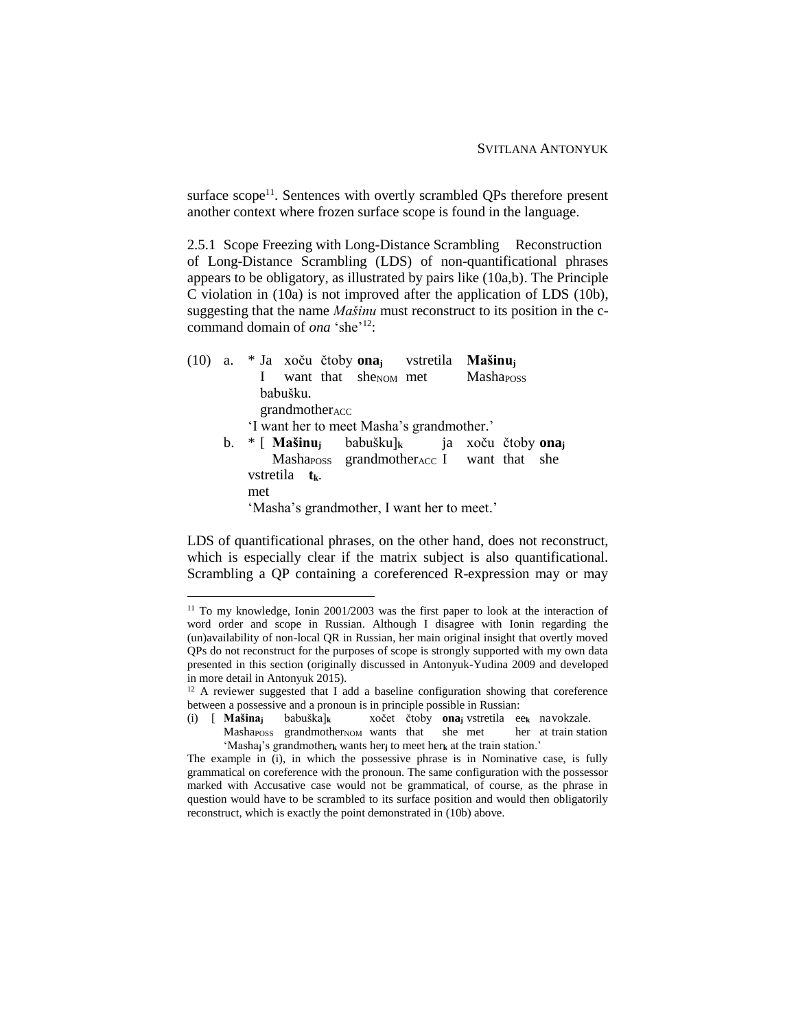surface scope[11]. Sentences with overtly scrambled QPs therefore present another context where frozen surface scope is found in the language.

2.5.1 Scope Freezing with Long-Distance Scrambling Reconstruction of Long-Distance Scrambling (LDS) of non-quantificational phrases appears to be obligatory, as illustrated by pairs like (10a,b). The Principle C violation in (10a) is not improved after the application of LDS (10b), suggesting that the name *Mašinu* must reconstruct to its position in the c-command domain of *ona* 'she'[12]:

(10) a. * Ja xoču čtoby **ona$_j$** vstretila **Mašinu$_j$** babušku.
I want that she$_{NOM}$ met Masha$_{POSS}$ grandmother$_{ACC}$
'I want her to meet Masha's grandmother.'

b. * [ **Mašinu$_j$** babušku]$_k$ ja xoču čtoby **ona$_j$** vstretila **t$_k$**.
Masha$_{POSS}$ grandmother$_{ACC}$ I want that she met
'Masha's grandmother, I want her to meet.'

LDS of quantificational phrases, on the other hand, does not reconstruct, which is especially clear if the matrix subject is also quantificational. Scrambling a QP containing a coreferenced R-expression may or may

---

[11] To my knowledge, Ionin 2001/2003 was the first paper to look at the interaction of word order and scope in Russian. Although I disagree with Ionin regarding the (un)availability of non-local QR in Russian, her main original insight that overtly moved QPs do not reconstruct for the purposes of scope is strongly supported with my own data presented in this section (originally discussed in Antonyuk-Yudina 2009 and developed in more detail in Antonyuk 2015).

[12] A reviewer suggested that I add a baseline configuration showing that coreference between a possessive and a pronoun is in principle possible in Russian:

(i) [ **Mašina$_j$** babuška]$_k$ xočet čtoby **ona$_j$** vstretila ee$_k$ na vokzale.
Masha$_{POSS}$ grandmother$_{NOM}$ wants that she met her at train station
'Masha$_j$'s grandmother$_k$ wants her$_j$ to meet her$_k$ at the train station.'

The example in (i), in which the possessive phrase is in Nominative case, is fully grammatical on coreference with the pronoun. The same configuration with the possessor marked with Accusative case would not be grammatical, of course, as the phrase in question would have to be scrambled to its surface position and would then obligatorily reconstruct, which is exactly the point demonstrated in (10b) above.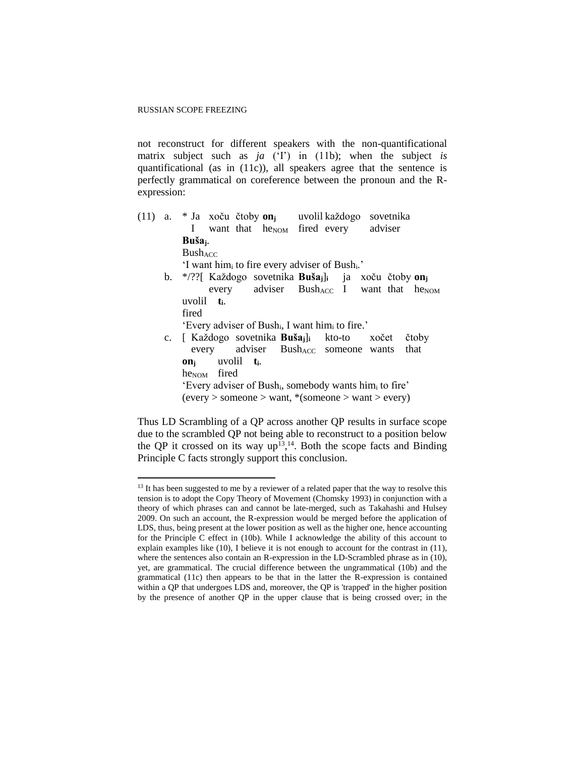not reconstruct for different speakers with the non-quantificational matrix subject such as *ja* ('I') in (11b); when the subject *is* quantificational (as in (11c)), all speakers agree that the sentence is perfectly grammatical on coreference between the pronoun and the R-expression:

(11) a. * Ja xoču čtoby **on$_j$** uvolil každogo sovetnika **Buša$_j$**.
I want that he$_{NOM}$ fired every adviser Bush$_{ACC}$
'I want him$_i$ to fire every adviser of Bush$_i$.'

b. */??[ Každogo sovetnika **Buša$_j$**]$_i$ ja xoču čtoby **on$_j$** uvolil **t$_i$**.
every adviser Bush$_{ACC}$ I want that he$_{NOM}$ fired
'Every adviser of Bush$_i$, I want him$_i$ to fire.'

c. [ Každogo sovetnika **Buša$_j$**]$_i$ kto-to xočet čtoby **on$_j$** uvolil **t$_i$**.
every adviser Bush$_{ACC}$ someone wants that he$_{NOM}$ fired
'Every adviser of Bush$_i$, somebody wants him$_i$ to fire'
(every > someone > want, *(someone > want > every)

Thus LD Scrambling of a QP across another QP results in surface scope due to the scrambled QP not being able to reconstruct to a position below the QP it crossed on its way up[13],[14]. Both the scope facts and Binding Principle C facts strongly support this conclusion.

---

[13] It has been suggested to me by a reviewer of a related paper that the way to resolve this tension is to adopt the Copy Theory of Movement (Chomsky 1993) in conjunction with a theory of which phrases can and cannot be late-merged, such as Takahashi and Hulsey 2009. On such an account, the R-expression would be merged before the application of LDS, thus, being present at the lower position as well as the higher one, hence accounting for the Principle C effect in (10b). While I acknowledge the ability of this account to explain examples like (10), I believe it is not enough to account for the contrast in (11), where the sentences also contain an R-expression in the LD-Scrambled phrase as in (10), yet, are grammatical. The crucial difference between the ungrammatical (10b) and the grammatical (11c) then appears to be that in the latter the R-expression is contained within a QP that undergoes LDS and, moreover, the QP is 'trapped' in the higher position by the presence of another QP in the upper clause that is being crossed over; in the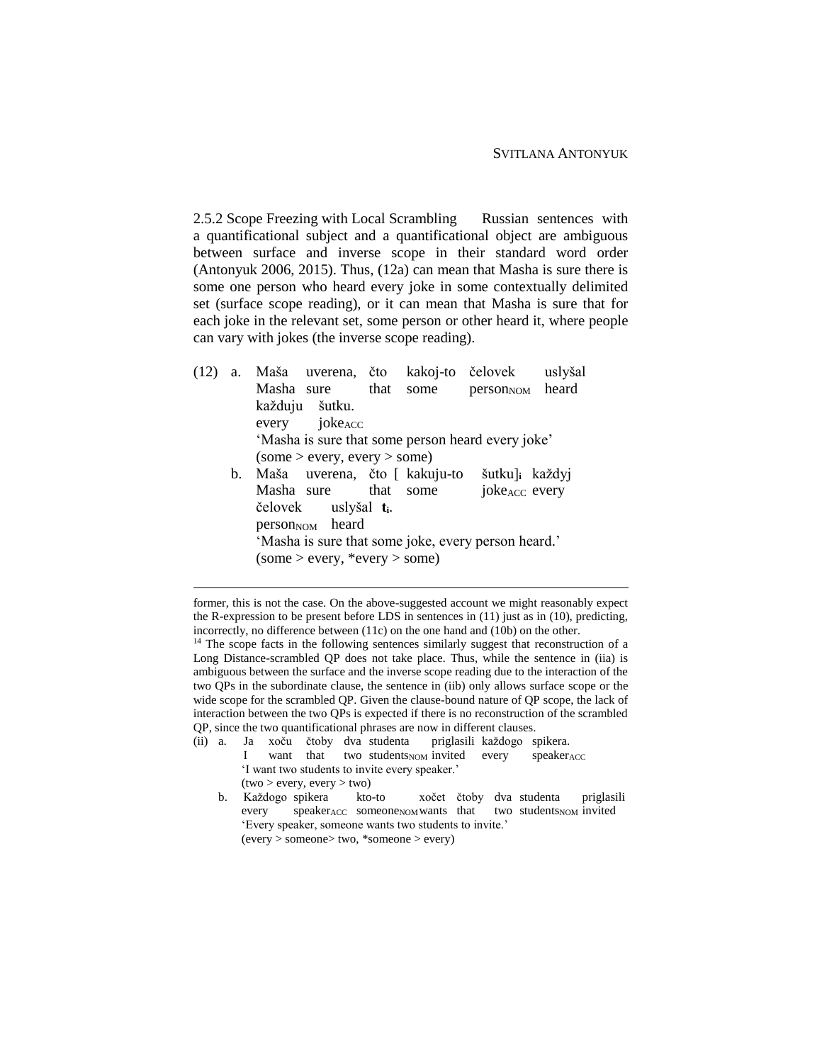2.5.2 Scope Freezing with Local Scrambling Russian sentences with a quantificational subject and a quantificational object are ambiguous between surface and inverse scope in their standard word order (Antonyuk 2006, 2015). Thus, (12a) can mean that Masha is sure there is some one person who heard every joke in some contextually delimited set (surface scope reading), or it can mean that Masha is sure that for each joke in the relevant set, some person or other heard it, where people can vary with jokes (the inverse scope reading).

(12) a. Maša uverena, čto kakoj-to čelovek uslyšal
Masha sure that some person$_{NOM}$ heard
každuju šutku.
every joke$_{ACC}$
'Masha is sure that some person heard every joke'
(some > every, every > some)

b. Maša uverena, čto [ kakuju-to šutku]$_i$ každyj
Masha sure that some joke$_{ACC}$ every
čelovek uslyšal **t$_i$**.
person$_{NOM}$ heard
'Masha is sure that some joke, every person heard.'
(some > every, *every > some)

---

former, this is not the case. On the above-suggested account we might reasonably expect the R-expression to be present before LDS in sentences in (11) just as in (10), predicting, incorrectly, no difference between (11c) on the one hand and (10b) on the other.

[14] The scope facts in the following sentences similarly suggest that reconstruction of a Long Distance-scrambled QP does not take place. Thus, while the sentence in (iia) is ambiguous between the surface and the inverse scope reading due to the interaction of the two QPs in the subordinate clause, the sentence in (iib) only allows surface scope or the wide scope for the scrambled QP. Given the clause-bound nature of QP scope, the lack of interaction between the two QPs is expected if there is no reconstruction of the scrambled QP, since the two quantificational phrases are now in different clauses.

(ii) a. Ja xoču čtoby dva studenta priglasili každogo spikera.
I want that two students$_{NOM}$ invited every speaker$_{ACC}$
'I want two students to invite every speaker.'
(two > every, every > two)

b. Každogo spikera kto-to xočet čtoby dva studenta priglasili
every speaker$_{ACC}$ someone$_{NOM}$ wants that two students$_{NOM}$ invited
'Every speaker, someone wants two students to invite.'
(every > someone> two, *someone > every)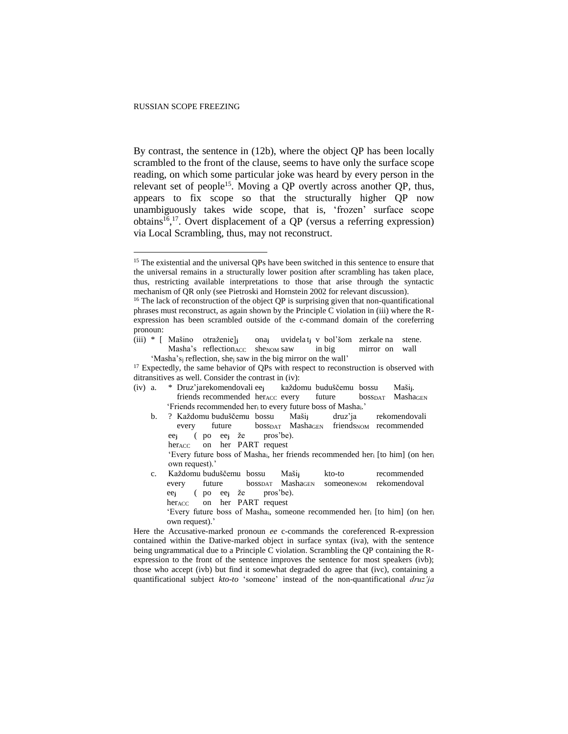By contrast, the sentence in (12b), where the object QP has been locally scrambled to the front of the clause, seems to have only the surface scope reading, on which some particular joke was heard by every person in the relevant set of people[15]. Moving a QP overtly across another QP, thus, appears to fix scope so that the structurally higher QP now unambiguously takes wide scope, that is, 'frozen' surface scope obtains[16,17]. Overt displacement of a QP (versus a referring expression) via Local Scrambling, thus, may not reconstruct.

---

[15] The existential and the universal QPs have been switched in this sentence to ensure that the universal remains in a structurally lower position after scrambling has taken place, thus, restricting available interpretations to those that arise through the syntactic mechanism of QR only (see Pietroski and Hornstein 2002 for relevant discussion).

[16] The lack of reconstruction of the object QP is surprising given that non-quantificational phrases must reconstruct, as again shown by the Principle C violation in (iii) where the R-expression has been scrambled outside of the c-command domain of the coreferring pronoun:

(iii) * [ Mašino otraženie]$_j$ ona$_j$ uvidela t$_j$ v bol'šom zerkale na stene.
Masha's reflection$_{ACC}$ she$_{NOM}$ saw in big mirror on wall
'Masha's$_j$ reflection, she$_j$ saw in the big mirror on the wall'

[17] Expectedly, the same behavior of QPs with respect to reconstruction is observed with ditransitives as well. Consider the contrast in (iv):

(iv) a. * Druz'ja rekomendovali ee$_j$ každomu buduščemu bossu Maši$_j$.
friends recommended her$_{ACC}$ every future boss$_{DAT}$ Masha$_{GEN}$
'Friends recommended her$_i$ to every future boss of Masha$_i$.'

b. ? Každomu buduščemu bossu Maši$_j$ druz'ja rekomendovali
every future boss$_{DAT}$ Masha$_{GEN}$ friends$_{NOM}$ recommended
ee$_j$ ( po ee$_j$ že pros'be).
her$_{ACC}$ on her PART request
'Every future boss of Masha$_i$, her friends recommended her$_i$ [to him] (on her$_i$ own request).'

c. Každomu buduščemu bossu Maši$_j$ kto-to recommended
every future boss$_{DAT}$ Masha$_{GEN}$ someone$_{NOM}$ rekomendoval
ee$_j$ ( po ee$_j$ že pros'be).
her$_{ACC}$ on her PART request
'Every future boss of Masha$_i$, someone recommended her$_i$ [to him] (on her$_i$ own request).'

Here the Accusative-marked pronoun *ee* c-commands the coreferenced R-expression contained within the Dative-marked object in surface syntax (iva), with the sentence being ungrammatical due to a Principle C violation. Scrambling the QP containing the R-expression to the front of the sentence improves the sentence for most speakers (ivb); those who accept (ivb) but find it somewhat degraded do agree that (ivc), containing a quantificational subject *kto-to* 'someone' instead of the non-quantificational *druz'ja*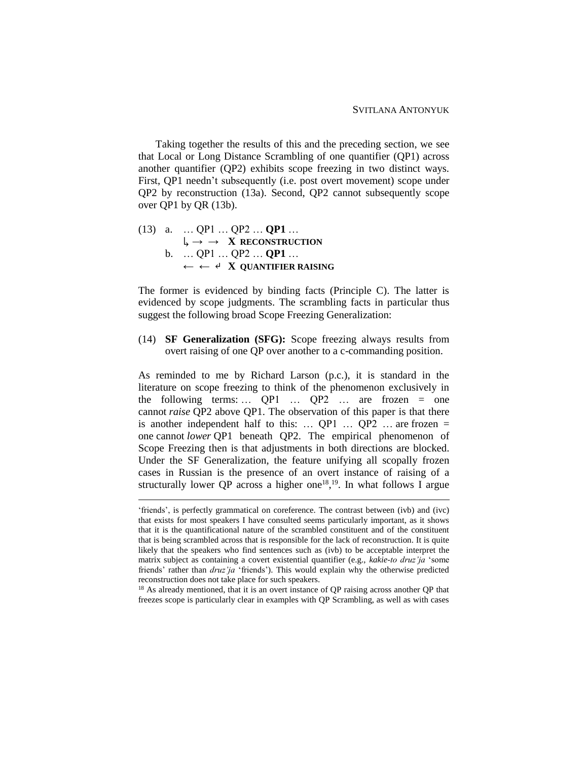Taking together the results of this and the preceding section, we see that Local or Long Distance Scrambling of one quantifier (QP1) across another quantifier (QP2) exhibits scope freezing in two distinct ways. First, QP1 needn't subsequently (i.e. post overt movement) scope under QP2 by reconstruction (13a). Second, QP2 cannot subsequently scope over QP1 by QR (13b).

(13) a. … QP1 … QP2 … **QP1** …
       ↳ → →  **X RECONSTRUCTION**
     b. … QP1 … QP2 … **QP1** …
       ← ← ↲  **X QUANTIFIER RAISING**

The former is evidenced by binding facts (Principle C). The latter is evidenced by scope judgments. The scrambling facts in particular thus suggest the following broad Scope Freezing Generalization:

(14) **SF Generalization (SFG):** Scope freezing always results from overt raising of one QP over another to a c-commanding position.

As reminded to me by Richard Larson (p.c.), it is standard in the literature on scope freezing to think of the phenomenon exclusively in the following terms: … QP1 … QP2 … are frozen = one cannot *raise* QP2 above QP1. The observation of this paper is that there is another independent half to this: … QP1 … QP2 … are frozen = one cannot *lower* QP1 beneath QP2. The empirical phenomenon of Scope Freezing then is that adjustments in both directions are blocked. Under the SF Generalization, the feature unifying all scopally frozen cases in Russian is the presence of an overt instance of raising of a structurally lower QP across a higher one[18],[19]. In what follows I argue

---

'friends', is perfectly grammatical on coreference. The contrast between (ivb) and (ivc) that exists for most speakers I have consulted seems particularly important, as it shows that it is the quantificational nature of the scrambled constituent and of the constituent that is being scrambled across that is responsible for the lack of reconstruction. It is quite likely that the speakers who find sentences such as (ivb) to be acceptable interpret the matrix subject as containing a covert existential quantifier (e.g., *kakie-to druz'ja* 'some friends' rather than *druz'ja* 'friends'). This would explain why the otherwise predicted reconstruction does not take place for such speakers.

[18] As already mentioned, that it is an overt instance of QP raising across another QP that freezes scope is particularly clear in examples with QP Scrambling, as well as with cases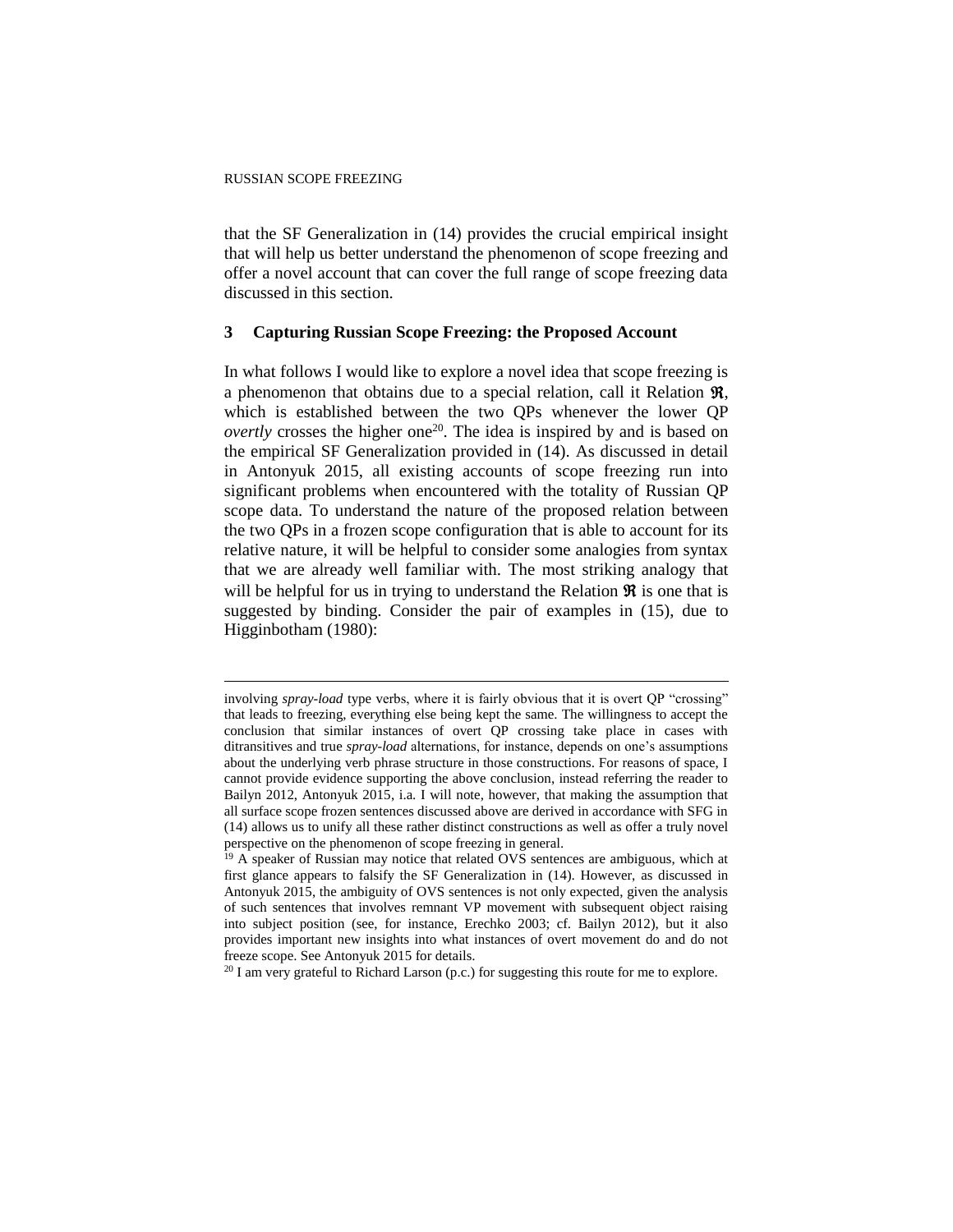that the SF Generalization in (14) provides the crucial empirical insight that will help us better understand the phenomenon of scope freezing and offer a novel account that can cover the full range of scope freezing data discussed in this section.

## 3 Capturing Russian Scope Freezing: the Proposed Account

In what follows I would like to explore a novel idea that scope freezing is a phenomenon that obtains due to a special relation, call it Relation $\mathfrak{R}$, which is established between the two QPs whenever the lower QP *overtly* crosses the higher one[20]. The idea is inspired by and is based on the empirical SF Generalization provided in (14). As discussed in detail in Antonyuk 2015, all existing accounts of scope freezing run into significant problems when encountered with the totality of Russian QP scope data. To understand the nature of the proposed relation between the two QPs in a frozen scope configuration that is able to account for its relative nature, it will be helpful to consider some analogies from syntax that we are already well familiar with. The most striking analogy that will be helpful for us in trying to understand the Relation $\mathfrak{R}$ is one that is suggested by binding. Consider the pair of examples in (15), due to Higginbotham (1980):

---

involving *spray-load* type verbs, where it is fairly obvious that it is overt QP "crossing" that leads to freezing, everything else being kept the same. The willingness to accept the conclusion that similar instances of overt QP crossing take place in cases with ditransitives and true *spray-load* alternations, for instance, depends on one's assumptions about the underlying verb phrase structure in those constructions. For reasons of space, I cannot provide evidence supporting the above conclusion, instead referring the reader to Bailyn 2012, Antonyuk 2015, i.a. I will note, however, that making the assumption that all surface scope frozen sentences discussed above are derived in accordance with SFG in (14) allows us to unify all these rather distinct constructions as well as offer a truly novel perspective on the phenomenon of scope freezing in general.

[19] A speaker of Russian may notice that related OVS sentences are ambiguous, which at first glance appears to falsify the SF Generalization in (14). However, as discussed in Antonyuk 2015, the ambiguity of OVS sentences is not only expected, given the analysis of such sentences that involves remnant VP movement with subsequent object raising into subject position (see, for instance, Erechko 2003; cf. Bailyn 2012), but it also provides important new insights into what instances of overt movement do and do not freeze scope. See Antonyuk 2015 for details.

[20] I am very grateful to Richard Larson (p.c.) for suggesting this route for me to explore.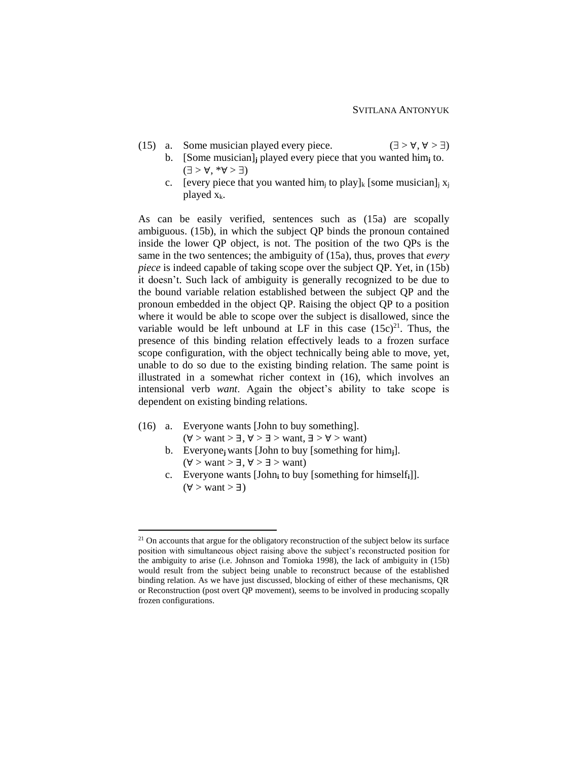(15) a. Some musician played every piece. (∃ > ∀, ∀ > ∃)

b. [Some musician]$_j$ played every piece that you wanted him$_j$ to. (∃ > ∀, *∀ > ∃)

c. [every piece that you wanted him$_j$ to play]$_k$ [some musician]$_j$ $x_j$ played $x_k$.

As can be easily verified, sentences such as (15a) are scopally ambiguous. (15b), in which the subject QP binds the pronoun contained inside the lower QP object, is not. The position of the two QPs is the same in the two sentences; the ambiguity of (15a), thus, proves that *every piece* is indeed capable of taking scope over the subject QP. Yet, in (15b) it doesn't. Such lack of ambiguity is generally recognized to be due to the bound variable relation established between the subject QP and the pronoun embedded in the object QP. Raising the object QP to a position where it would be able to scope over the subject is disallowed, since the variable would be left unbound at LF in this case (15c)[21]. Thus, the presence of this binding relation effectively leads to a frozen surface scope configuration, with the object technically being able to move, yet, unable to do so due to the existing binding relation. The same point is illustrated in a somewhat richer context in (16), which involves an intensional verb *want*. Again the object's ability to take scope is dependent on existing binding relations.

(16) a. Everyone wants [John to buy something]. (∀ > want > ∃, ∀ > ∃ > want, ∃ > ∀ > want)

b. Everyone$_j$ wants [John to buy [something for him$_j$]. (∀ > want > ∃, ∀ > ∃ > want)

c. Everyone wants [John$_i$ to buy [something for himself$_i$]]. (∀ > want > ∃)

---

[21] On accounts that argue for the obligatory reconstruction of the subject below its surface position with simultaneous object raising above the subject's reconstructed position for the ambiguity to arise (i.e. Johnson and Tomioka 1998), the lack of ambiguity in (15b) would result from the subject being unable to reconstruct because of the established binding relation. As we have just discussed, blocking of either of these mechanisms, QR or Reconstruction (post overt QP movement), seems to be involved in producing scopally frozen configurations.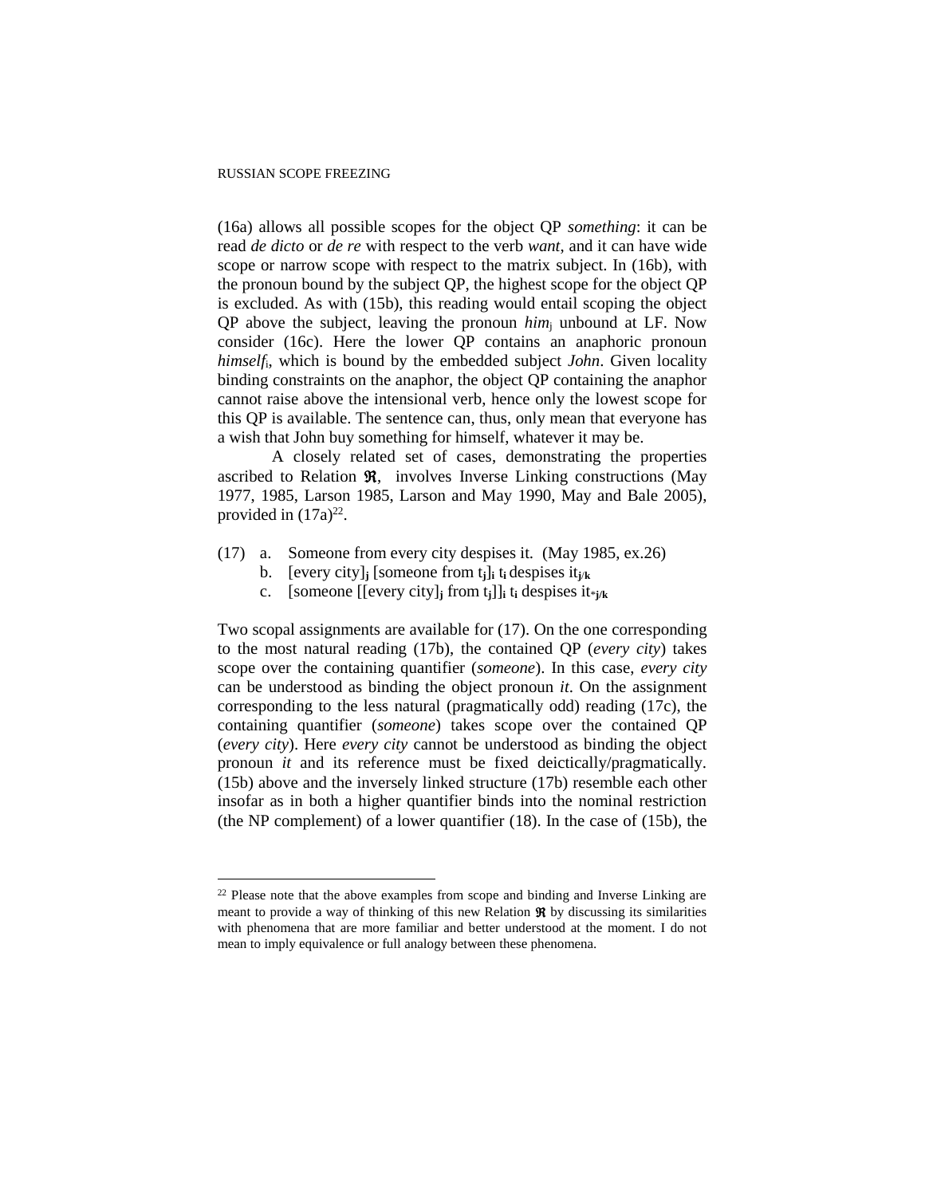(16a) allows all possible scopes for the object QP *something*: it can be read *de dicto* or *de re* with respect to the verb *want*, and it can have wide scope or narrow scope with respect to the matrix subject. In (16b), with the pronoun bound by the subject QP, the highest scope for the object QP is excluded. As with (15b), this reading would entail scoping the object QP above the subject, leaving the pronoun *him*$_j$ unbound at LF. Now consider (16c). Here the lower QP contains an anaphoric pronoun *himself*$_i$, which is bound by the embedded subject *John*. Given locality binding constraints on the anaphor, the object QP containing the anaphor cannot raise above the intensional verb, hence only the lowest scope for this QP is available. The sentence can, thus, only mean that everyone has a wish that John buy something for himself, whatever it may be.

A closely related set of cases, demonstrating the properties ascribed to Relation $\mathfrak{R}$, involves Inverse Linking constructions (May 1977, 1985, Larson 1985, Larson and May 1990, May and Bale 2005), provided in (17a)[22].

(17) a. Someone from every city despises it. (May 1985, ex.26)
  b. [every city]$_{\mathbf{j}}$ [someone from t$_{\mathbf{j}}$]$_{\mathbf{i}}$ t$_{\mathbf{i}}$ despises it$_{\mathbf{j/k}}$
  c. [someone [[every city]$_{\mathbf{j}}$ from t$_{\mathbf{j}}$]]$_{\mathbf{i}}$ t$_{\mathbf{i}}$ despises it$_{\mathbf{*j/k}}$

Two scopal assignments are available for (17). On the one corresponding to the most natural reading (17b), the contained QP (*every city*) takes scope over the containing quantifier (*someone*). In this case, *every city* can be understood as binding the object pronoun *it*. On the assignment corresponding to the less natural (pragmatically odd) reading (17c), the containing quantifier (*someone*) takes scope over the contained QP (*every city*). Here *every city* cannot be understood as binding the object pronoun *it* and its reference must be fixed deictically/pragmatically. (15b) above and the inversely linked structure (17b) resemble each other insofar as in both a higher quantifier binds into the nominal restriction (the NP complement) of a lower quantifier (18). In the case of (15b), the

---

[22] Please note that the above examples from scope and binding and Inverse Linking are meant to provide a way of thinking of this new Relation $\mathfrak{R}$ by discussing its similarities with phenomena that are more familiar and better understood at the moment. I do not mean to imply equivalence or full analogy between these phenomena.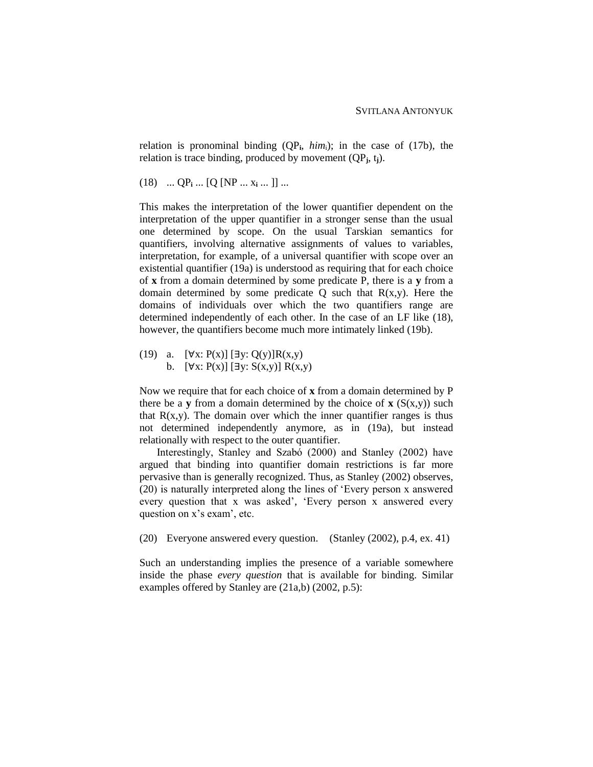relation is pronominal binding ($QP_i$, *him*$_i$); in the case of (17b), the relation is trace binding, produced by movement ($QP_j$, $t_j$).

(18) ... $QP_i$ ... [Q [NP ... $x_i$ ... ]] ...

This makes the interpretation of the lower quantifier dependent on the interpretation of the upper quantifier in a stronger sense than the usual one determined by scope. On the usual Tarskian semantics for quantifiers, involving alternative assignments of values to variables, interpretation, for example, of a universal quantifier with scope over an existential quantifier (19a) is understood as requiring that for each choice of **x** from a domain determined by some predicate P, there is a **y** from a domain determined by some predicate Q such that R(x,y). Here the domains of individuals over which the two quantifiers range are determined independently of each other. In the case of an LF like (18), however, the quantifiers become much more intimately linked (19b).

(19) a. $[\forall x: P(x)]\ [\exists y: Q(y)] R(x,y)$
b. $[\forall x: P(x)]\ [\exists y: S(x,y)]\ R(x,y)$

Now we require that for each choice of **x** from a domain determined by P there be a **y** from a domain determined by the choice of **x** (S(x,y)) such that R(x,y). The domain over which the inner quantifier ranges is thus not determined independently anymore, as in (19a), but instead relationally with respect to the outer quantifier.

Interestingly, Stanley and Szabó (2000) and Stanley (2002) have argued that binding into quantifier domain restrictions is far more pervasive than is generally recognized. Thus, as Stanley (2002) observes, (20) is naturally interpreted along the lines of 'Every person x answered every question that x was asked', 'Every person x answered every question on x's exam', etc.

(20) Everyone answered every question. (Stanley (2002), p.4, ex. 41)

Such an understanding implies the presence of a variable somewhere inside the phase *every question* that is available for binding. Similar examples offered by Stanley are (21a,b) (2002, p.5):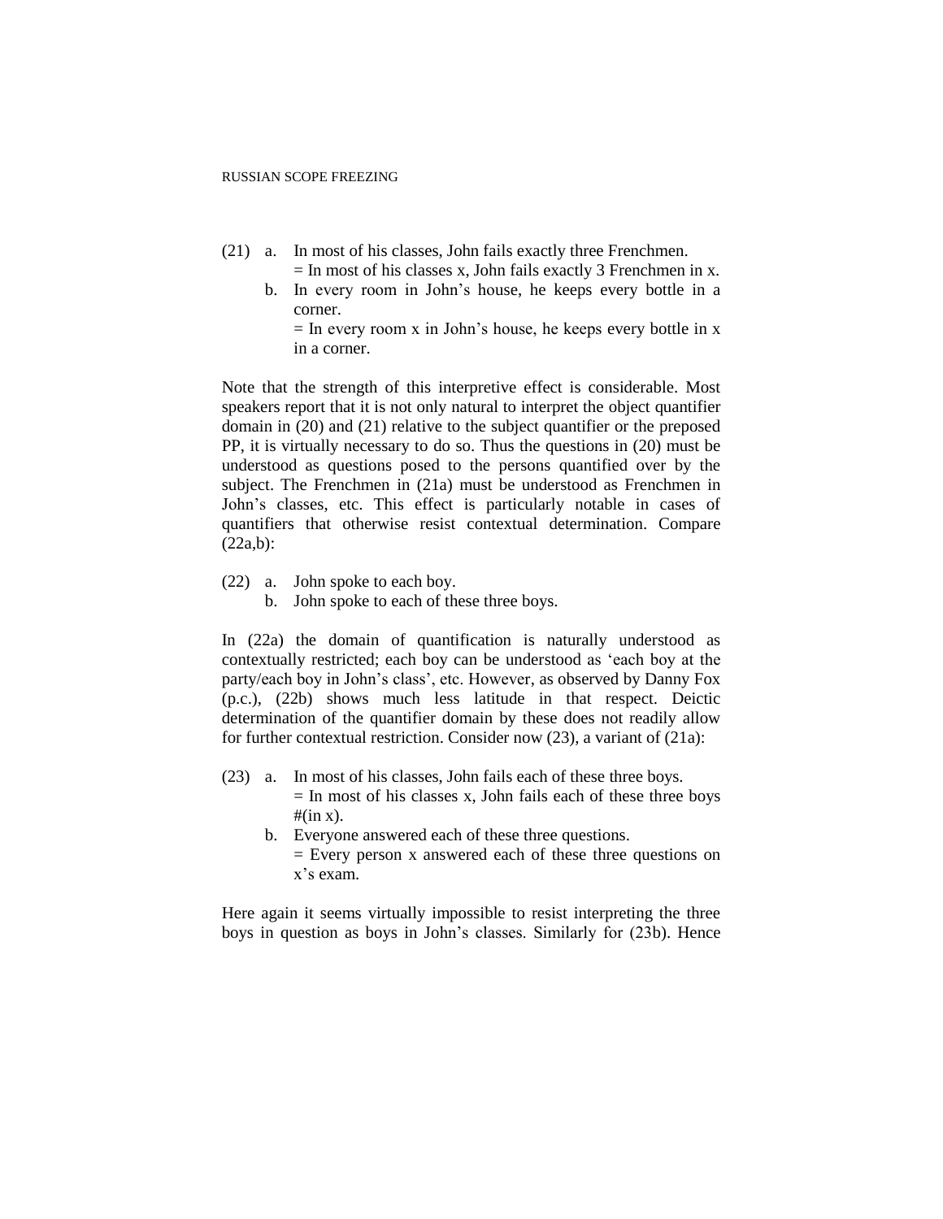(21) a. In most of his classes, John fails exactly three Frenchmen.
= In most of his classes x, John fails exactly 3 Frenchmen in x.

b. In every room in John's house, he keeps every bottle in a corner.
= In every room x in John's house, he keeps every bottle in x in a corner.

Note that the strength of this interpretive effect is considerable. Most speakers report that it is not only natural to interpret the object quantifier domain in (20) and (21) relative to the subject quantifier or the preposed PP, it is virtually necessary to do so. Thus the questions in (20) must be understood as questions posed to the persons quantified over by the subject. The Frenchmen in (21a) must be understood as Frenchmen in John's classes, etc. This effect is particularly notable in cases of quantifiers that otherwise resist contextual determination. Compare (22a,b):

(22) a. John spoke to each boy.

b. John spoke to each of these three boys.

In (22a) the domain of quantification is naturally understood as contextually restricted; each boy can be understood as 'each boy at the party/each boy in John's class', etc. However, as observed by Danny Fox (p.c.), (22b) shows much less latitude in that respect. Deictic determination of the quantifier domain by these does not readily allow for further contextual restriction. Consider now (23), a variant of (21a):

(23) a. In most of his classes, John fails each of these three boys.
= In most of his classes x, John fails each of these three boys #(in x).

b. Everyone answered each of these three questions.
= Every person x answered each of these three questions on x's exam.

Here again it seems virtually impossible to resist interpreting the three boys in question as boys in John's classes. Similarly for (23b). Hence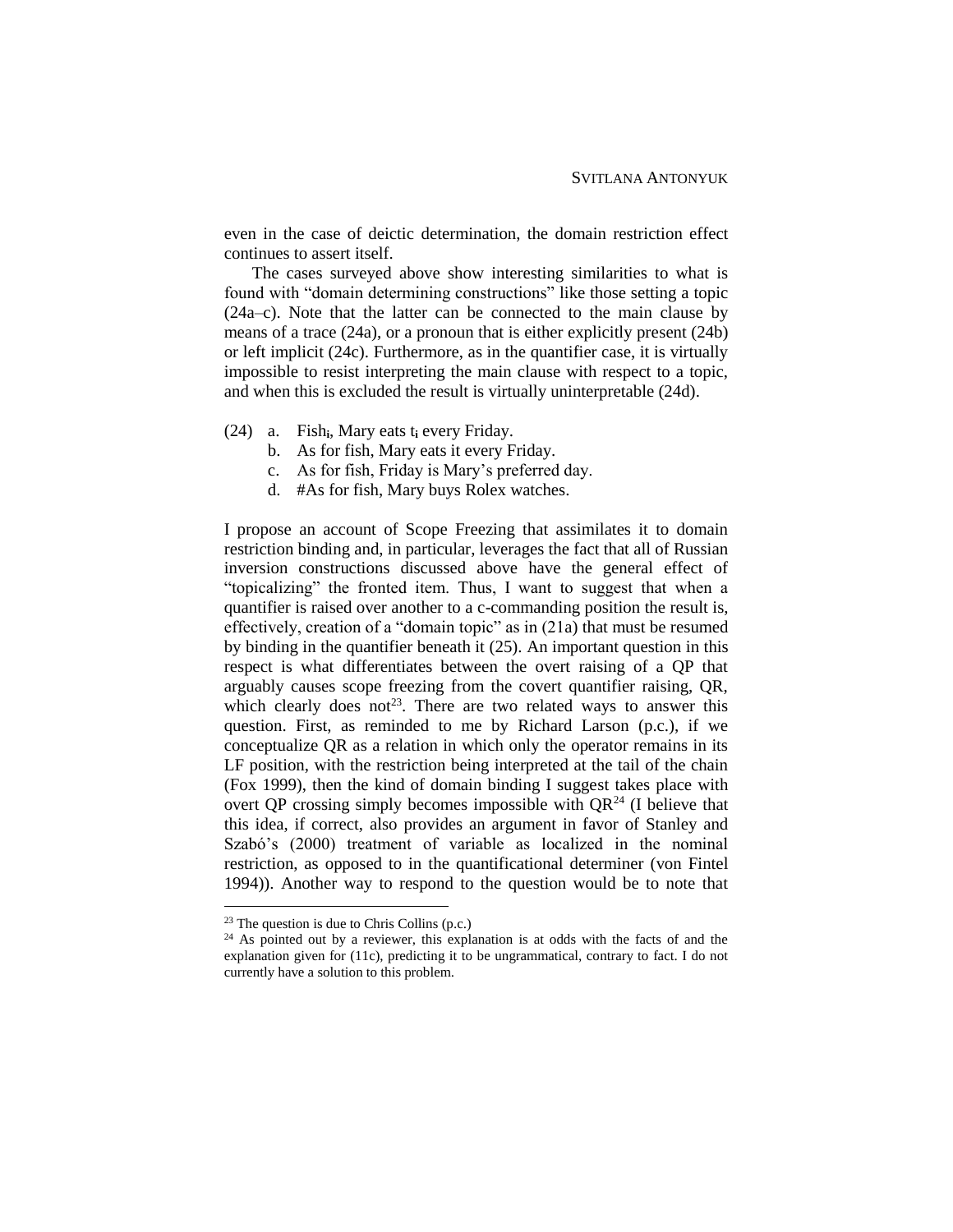even in the case of deictic determination, the domain restriction effect continues to assert itself.

The cases surveyed above show interesting similarities to what is found with "domain determining constructions" like those setting a topic (24a–c). Note that the latter can be connected to the main clause by means of a trace (24a), or a pronoun that is either explicitly present (24b) or left implicit (24c). Furthermore, as in the quantifier case, it is virtually impossible to resist interpreting the main clause with respect to a topic, and when this is excluded the result is virtually uninterpretable (24d).

(24) a. Fish$_i$, Mary eats t$_i$ every Friday.
  b. As for fish, Mary eats it every Friday.
  c. As for fish, Friday is Mary's preferred day.
  d. #As for fish, Mary buys Rolex watches.

I propose an account of Scope Freezing that assimilates it to domain restriction binding and, in particular, leverages the fact that all of Russian inversion constructions discussed above have the general effect of "topicalizing" the fronted item. Thus, I want to suggest that when a quantifier is raised over another to a c-commanding position the result is, effectively, creation of a "domain topic" as in (21a) that must be resumed by binding in the quantifier beneath it (25). An important question in this respect is what differentiates between the overt raising of a QP that arguably causes scope freezing from the covert quantifier raising, QR, which clearly does not[23]. There are two related ways to answer this question. First, as reminded to me by Richard Larson (p.c.), if we conceptualize QR as a relation in which only the operator remains in its LF position, with the restriction being interpreted at the tail of the chain (Fox 1999), then the kind of domain binding I suggest takes place with overt QP crossing simply becomes impossible with QR[24] (I believe that this idea, if correct, also provides an argument in favor of Stanley and Szabó's (2000) treatment of variable as localized in the nominal restriction, as opposed to in the quantificational determiner (von Fintel 1994)). Another way to respond to the question would be to note that

---

[23] The question is due to Chris Collins (p.c.)

[24] As pointed out by a reviewer, this explanation is at odds with the facts of and the explanation given for (11c), predicting it to be ungrammatical, contrary to fact. I do not currently have a solution to this problem.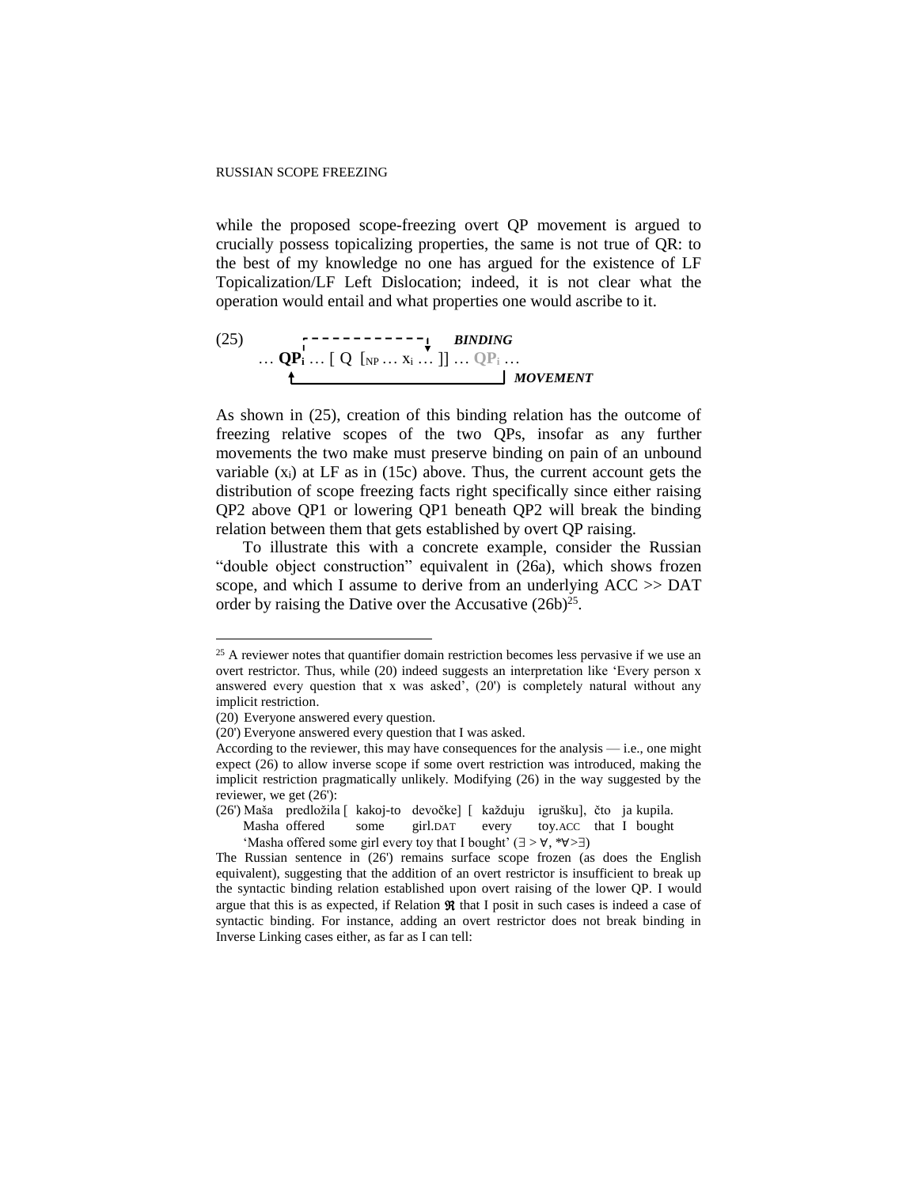while the proposed scope-freezing overt QP movement is argued to crucially possess topicalizing properties, the same is not true of QR: to the best of my knowledge no one has argued for the existence of LF Topicalization/LF Left Dislocation; indeed, it is not clear what the operation would entail and what properties one would ascribe to it.

(25) … **QP**$_i$ … [ Q [$_{NP}$ … x$_i$ … ]] … QP$_i$ …
*BINDING* (dashed arrow from QP$_i$ to x$_i$)
*MOVEMENT* (solid arrow from lower QP$_i$ to higher **QP**$_i$)

As shown in (25), creation of this binding relation has the outcome of freezing relative scopes of the two QPs, insofar as any further movements the two make must preserve binding on pain of an unbound variable ($x_i$) at LF as in (15c) above. Thus, the current account gets the distribution of scope freezing facts right specifically since either raising QP2 above QP1 or lowering QP1 beneath QP2 will break the binding relation between them that gets established by overt QP raising.

To illustrate this with a concrete example, consider the Russian "double object construction" equivalent in (26a), which shows frozen scope, and which I assume to derive from an underlying ACC >> DAT order by raising the Dative over the Accusative (26b)[25].

---

[25] A reviewer notes that quantifier domain restriction becomes less pervasive if we use an overt restrictor. Thus, while (20) indeed suggests an interpretation like 'Every person x answered every question that x was asked', (20') is completely natural without any implicit restriction.

(20) Everyone answered every question.

(20') Everyone answered every question that I was asked.

According to the reviewer, this may have consequences for the analysis — i.e., one might expect (26) to allow inverse scope if some overt restriction was introduced, making the implicit restriction pragmatically unlikely. Modifying (26) in the way suggested by the reviewer, we get (26'):

(26') Maša predložila [ kakoj-to devočke] [ každuju igrušku], čto ja kupila.
Masha offered some girl.DAT every toy.ACC that I bought
'Masha offered some girl every toy that I bought' (∃ > ∀, *∀>∃)

The Russian sentence in (26') remains surface scope frozen (as does the English equivalent), suggesting that the addition of an overt restrictor is insufficient to break up the syntactic binding relation established upon overt raising of the lower QP. I would argue that this is as expected, if Relation $\mathfrak{R}$ that I posit in such cases is indeed a case of syntactic binding. For instance, adding an overt restrictor does not break binding in Inverse Linking cases either, as far as I can tell: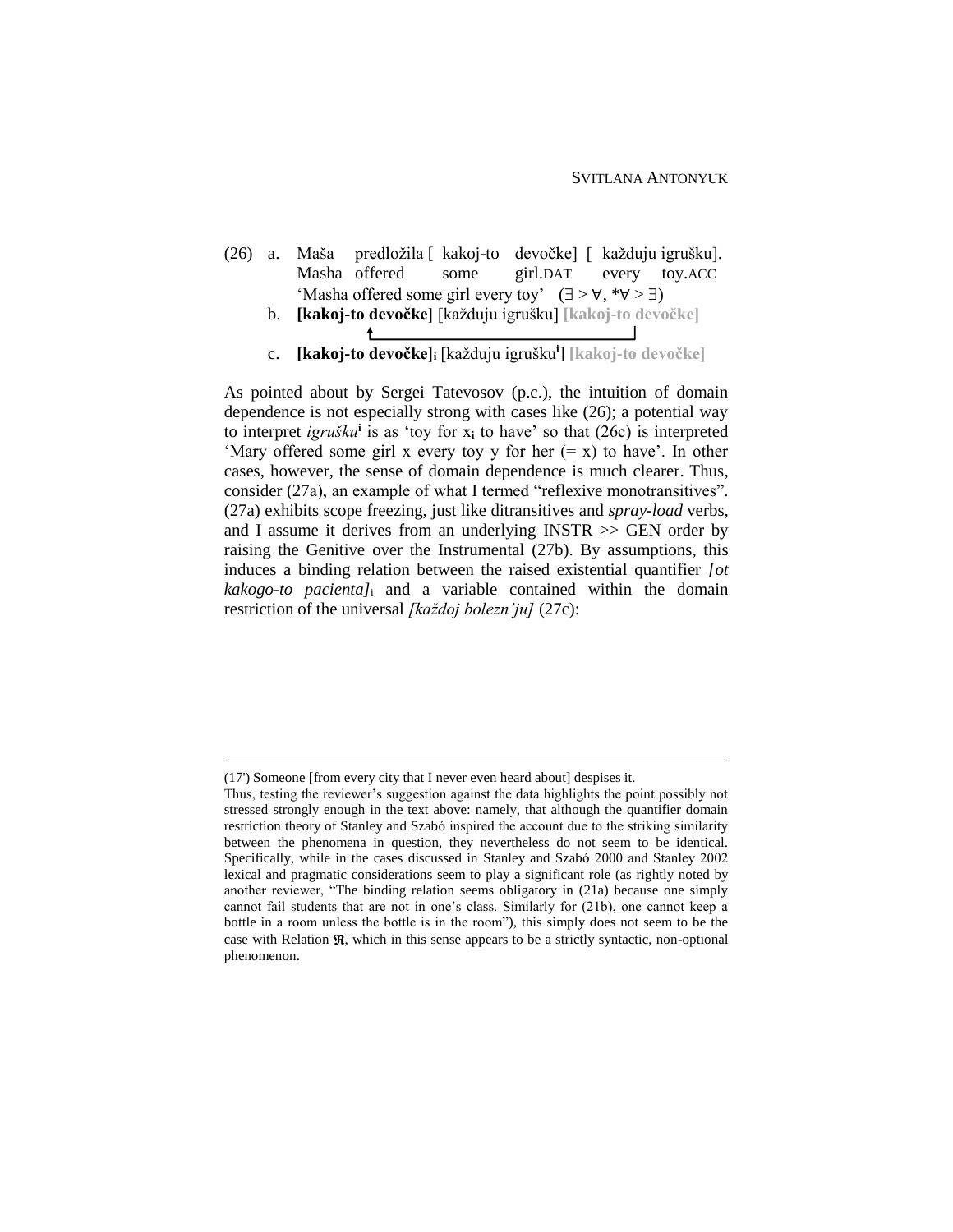(26) a. Maša predložila [ kakoj-to devočke] [ každuju igrušku].
  Masha offered some girl.DAT every toy.ACC
  'Masha offered some girl every toy' ($\exists > \forall$, $*\forall > \exists$)

 b. **[kakoj-to devočke]** [každuju igrušku] **[kakoj-to devočke]**

 c. **[kakoj-to devočke]$_i$** [každuju igrušku$^i$] **[kakoj-to devočke]**

As pointed about by Sergei Tatevosov (p.c.), the intuition of domain dependence is not especially strong with cases like (26); a potential way to interpret *igrušku*$^i$ is as 'toy for $x_i$ to have' so that (26c) is interpreted 'Mary offered some girl x every toy y for her (= x) to have'. In other cases, however, the sense of domain dependence is much clearer. Thus, consider (27a), an example of what I termed "reflexive monotransitives". (27a) exhibits scope freezing, just like ditransitives and *spray-load* verbs, and I assume it derives from an underlying INSTR >> GEN order by raising the Genitive over the Instrumental (27b). By assumptions, this induces a binding relation between the raised existential quantifier *[ot kakogo-to pacienta]*$_i$ and a variable contained within the domain restriction of the universal *[každoj bolezn'ju]* (27c):

---

(17') Someone [from every city that I never even heard about] despises it.

Thus, testing the reviewer's suggestion against the data highlights the point possibly not stressed strongly enough in the text above: namely, that although the quantifier domain restriction theory of Stanley and Szabó inspired the account due to the striking similarity between the phenomena in question, they nevertheless do not seem to be identical. Specifically, while in the cases discussed in Stanley and Szabó 2000 and Stanley 2002 lexical and pragmatic considerations seem to play a significant role (as rightly noted by another reviewer, "The binding relation seems obligatory in (21a) because one simply cannot fail students that are not in one's class. Similarly for (21b), one cannot keep a bottle in a room unless the bottle is in the room"), this simply does not seem to be the case with Relation $\mathfrak{R}$, which in this sense appears to be a strictly syntactic, non-optional phenomenon.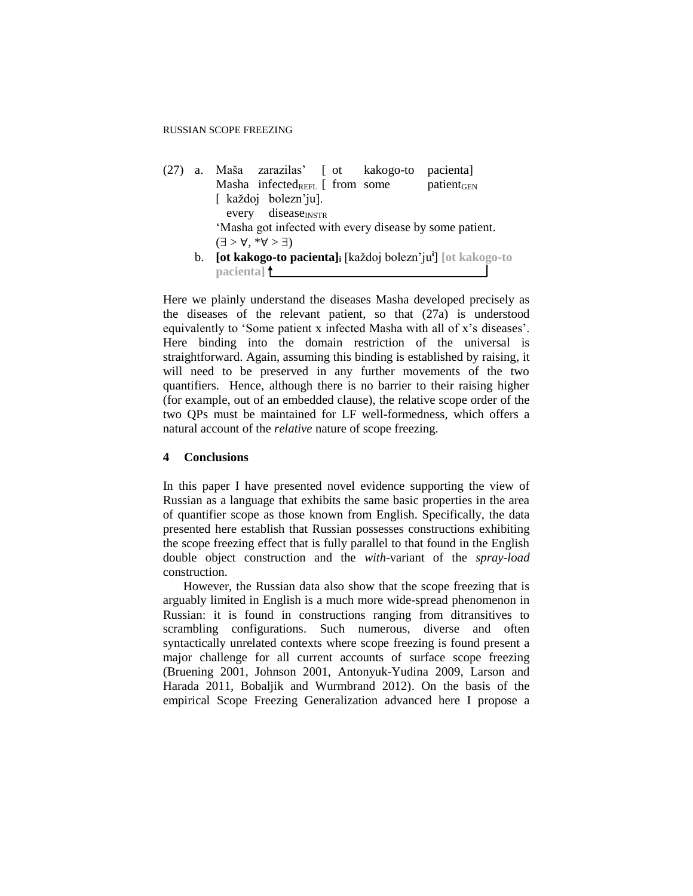(27) a. Maša zarazilas' [ ot kakogo-to pacienta]
Masha infected$_{REFL}$ [ from some patient$_{GEN}$
[ každoj bolezn'ju].
every disease$_{INSTR}$
'Masha got infected with every disease by some patient.
($\exists > \forall$, \*$\forall > \exists$)

b. **[ot kakogo-to pacienta]$_i$** [každoj bolezn'ju$^i$] **[ot kakogo-to pacienta]**

Here we plainly understand the diseases Masha developed precisely as the diseases of the relevant patient, so that (27a) is understood equivalently to 'Some patient x infected Masha with all of x's diseases'. Here binding into the domain restriction of the universal is straightforward. Again, assuming this binding is established by raising, it will need to be preserved in any further movements of the two quantifiers. Hence, although there is no barrier to their raising higher (for example, out of an embedded clause), the relative scope order of the two QPs must be maintained for LF well-formedness, which offers a natural account of the *relative* nature of scope freezing.

## 4 Conclusions

In this paper I have presented novel evidence supporting the view of Russian as a language that exhibits the same basic properties in the area of quantifier scope as those known from English. Specifically, the data presented here establish that Russian possesses constructions exhibiting the scope freezing effect that is fully parallel to that found in the English double object construction and the *with*-variant of the *spray-load* construction.

However, the Russian data also show that the scope freezing that is arguably limited in English is a much more wide-spread phenomenon in Russian: it is found in constructions ranging from ditransitives to scrambling configurations. Such numerous, diverse and often syntactically unrelated contexts where scope freezing is found present a major challenge for all current accounts of surface scope freezing (Bruening 2001, Johnson 2001, Antonyuk-Yudina 2009, Larson and Harada 2011, Bobaljik and Wurmbrand 2012). On the basis of the empirical Scope Freezing Generalization advanced here I propose a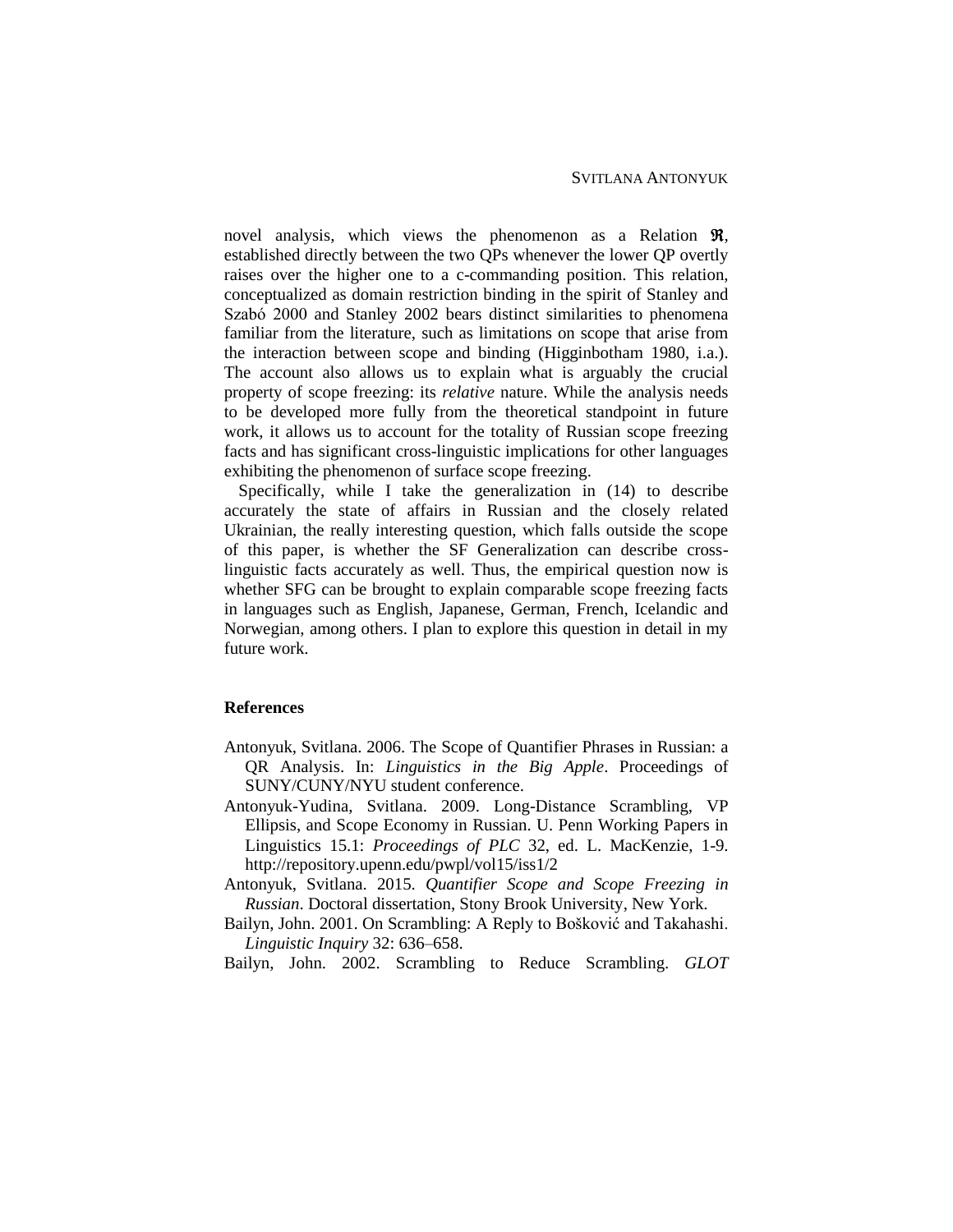novel analysis, which views the phenomenon as a Relation $\mathfrak{R}$, established directly between the two QPs whenever the lower QP overtly raises over the higher one to a c-commanding position. This relation, conceptualized as domain restriction binding in the spirit of Stanley and Szabó 2000 and Stanley 2002 bears distinct similarities to phenomena familiar from the literature, such as limitations on scope that arise from the interaction between scope and binding (Higginbotham 1980, i.a.). The account also allows us to explain what is arguably the crucial property of scope freezing: its *relative* nature. While the analysis needs to be developed more fully from the theoretical standpoint in future work, it allows us to account for the totality of Russian scope freezing facts and has significant cross-linguistic implications for other languages exhibiting the phenomenon of surface scope freezing.

Specifically, while I take the generalization in (14) to describe accurately the state of affairs in Russian and the closely related Ukrainian, the really interesting question, which falls outside the scope of this paper, is whether the SF Generalization can describe cross-linguistic facts accurately as well. Thus, the empirical question now is whether SFG can be brought to explain comparable scope freezing facts in languages such as English, Japanese, German, French, Icelandic and Norwegian, among others. I plan to explore this question in detail in my future work.

## References

Antonyuk, Svitlana. 2006. The Scope of Quantifier Phrases in Russian: a QR Analysis. In: *Linguistics in the Big Apple*. Proceedings of SUNY/CUNY/NYU student conference.

Antonyuk-Yudina, Svitlana. 2009. Long-Distance Scrambling, VP Ellipsis, and Scope Economy in Russian. U. Penn Working Papers in Linguistics 15.1: *Proceedings of PLC* 32, ed. L. MacKenzie, 1-9. http://repository.upenn.edu/pwpl/vol15/iss1/2

Antonyuk, Svitlana. 2015. *Quantifier Scope and Scope Freezing in Russian*. Doctoral dissertation, Stony Brook University, New York.

Bailyn, John. 2001. On Scrambling: A Reply to Bošković and Takahashi. *Linguistic Inquiry* 32: 636–658.

Bailyn, John. 2002. Scrambling to Reduce Scrambling. *GLOT*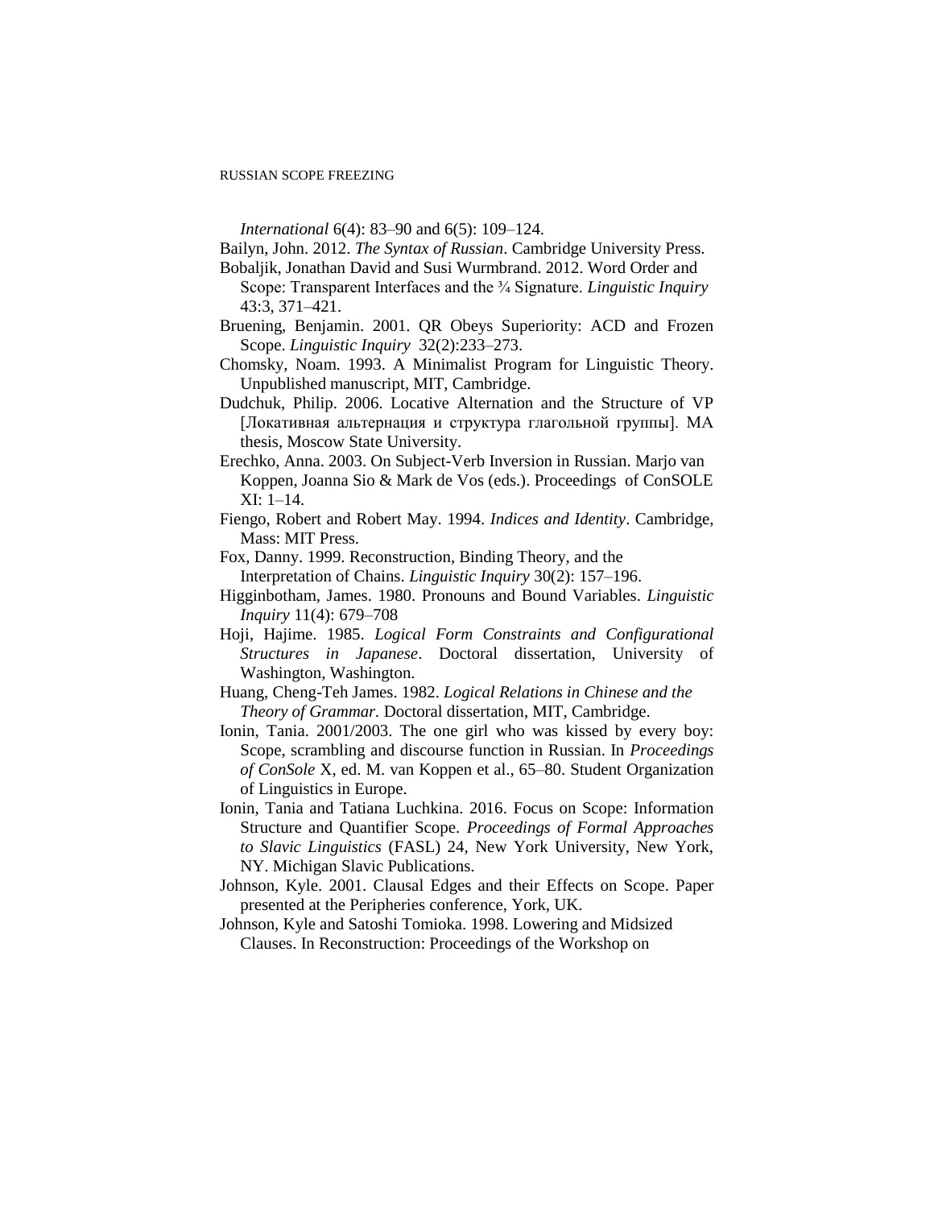*International* 6(4): 83–90 and 6(5): 109–124.

Bailyn, John. 2012. *The Syntax of Russian*. Cambridge University Press.

Bobaljik, Jonathan David and Susi Wurmbrand. 2012. Word Order and Scope: Transparent Interfaces and the ¾ Signature. *Linguistic Inquiry* 43:3, 371–421.

Bruening, Benjamin. 2001. QR Obeys Superiority: ACD and Frozen Scope. *Linguistic Inquiry* 32(2):233–273.

Chomsky, Noam. 1993. A Minimalist Program for Linguistic Theory. Unpublished manuscript, MIT, Cambridge.

Dudchuk, Philip. 2006. Locative Alternation and the Structure of VP [Локативная альтернация и структура глагольной группы]. MA thesis, Moscow State University.

Erechko, Anna. 2003. On Subject-Verb Inversion in Russian. Marjo van Koppen, Joanna Sio & Mark de Vos (eds.). Proceedings of ConSOLE XI: 1–14.

Fiengo, Robert and Robert May. 1994. *Indices and Identity*. Cambridge, Mass: MIT Press.

Fox, Danny. 1999. Reconstruction, Binding Theory, and the Interpretation of Chains. *Linguistic Inquiry* 30(2): 157–196.

Higginbotham, James. 1980. Pronouns and Bound Variables. *Linguistic Inquiry* 11(4): 679–708

Hoji, Hajime. 1985. *Logical Form Constraints and Configurational Structures in Japanese*. Doctoral dissertation, University of Washington, Washington.

Huang, Cheng-Teh James. 1982. *Logical Relations in Chinese and the Theory of Grammar.* Doctoral dissertation, MIT, Cambridge.

Ionin, Tania. 2001/2003. The one girl who was kissed by every boy: Scope, scrambling and discourse function in Russian. In *Proceedings of ConSole* X, ed. M. van Koppen et al., 65–80. Student Organization of Linguistics in Europe.

Ionin, Tania and Tatiana Luchkina. 2016. Focus on Scope: Information Structure and Quantifier Scope. *Proceedings of Formal Approaches to Slavic Linguistics* (FASL) 24, New York University, New York, NY. Michigan Slavic Publications.

Johnson, Kyle. 2001. Clausal Edges and their Effects on Scope. Paper presented at the Peripheries conference, York, UK.

Johnson, Kyle and Satoshi Tomioka. 1998. Lowering and Midsized Clauses. In Reconstruction: Proceedings of the Workshop on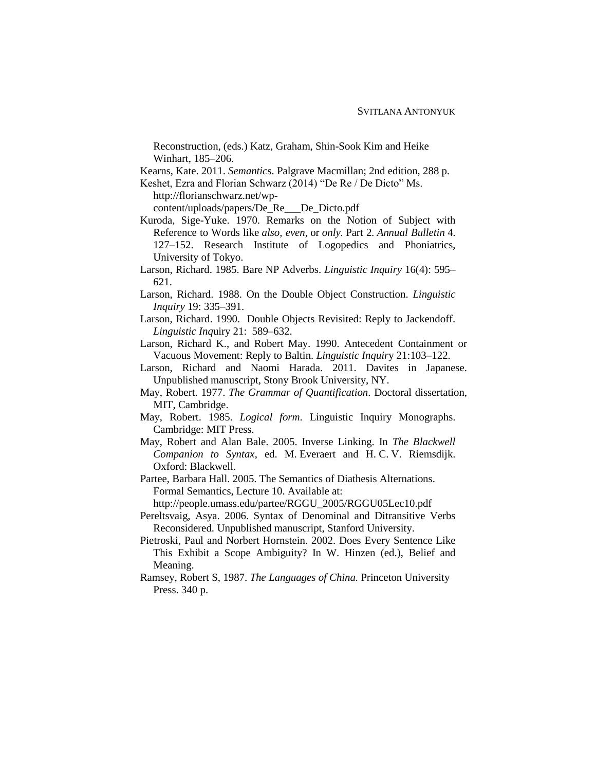Reconstruction, (eds.) Katz, Graham, Shin-Sook Kim and Heike Winhart, 185–206.

Kearns, Kate. 2011. *Semantics*. Palgrave Macmillan; 2nd edition, 288 p.

Keshet, Ezra and Florian Schwarz (2014) "De Re / De Dicto" Ms. http://florianschwarz.net/wp-content/uploads/papers/De_Re___De_Dicto.pdf

Kuroda, Sige-Yuke. 1970. Remarks on the Notion of Subject with Reference to Words like *also, even,* or *only.* Part 2. *Annual Bulletin* 4. 127–152. Research Institute of Logopedics and Phoniatrics, University of Tokyo.

Larson, Richard. 1985. Bare NP Adverbs. *Linguistic Inquiry* 16(4): 595–621.

Larson, Richard. 1988. On the Double Object Construction. *Linguistic Inquiry* 19: 335–391.

Larson, Richard. 1990. Double Objects Revisited: Reply to Jackendoff. *Linguistic Inquiry* 21: 589–632.

Larson, Richard K., and Robert May. 1990. Antecedent Containment or Vacuous Movement: Reply to Baltin. *Linguistic Inquiry* 21:103–122.

Larson, Richard and Naomi Harada. 2011. Davites in Japanese. Unpublished manuscript, Stony Brook University, NY.

May, Robert. 1977. *The Grammar of Quantification*. Doctoral dissertation, MIT, Cambridge.

May, Robert. 1985. *Logical form*. Linguistic Inquiry Monographs. Cambridge: MIT Press.

May, Robert and Alan Bale. 2005. Inverse Linking. In *The Blackwell Companion to Syntax*, ed. M. Everaert and H. C. V. Riemsdijk. Oxford: Blackwell.

Partee, Barbara Hall. 2005. The Semantics of Diathesis Alternations. Formal Semantics, Lecture 10. Available at: http://people.umass.edu/partee/RGGU_2005/RGGU05Lec10.pdf

Pereltsvaig, Asya. 2006. Syntax of Denominal and Ditransitive Verbs Reconsidered. Unpublished manuscript, Stanford University.

Pietroski, Paul and Norbert Hornstein. 2002. Does Every Sentence Like This Exhibit a Scope Ambiguity? In W. Hinzen (ed.), Belief and Meaning.

Ramsey, Robert S, 1987. *The Languages of China.* Princeton University Press. 340 p.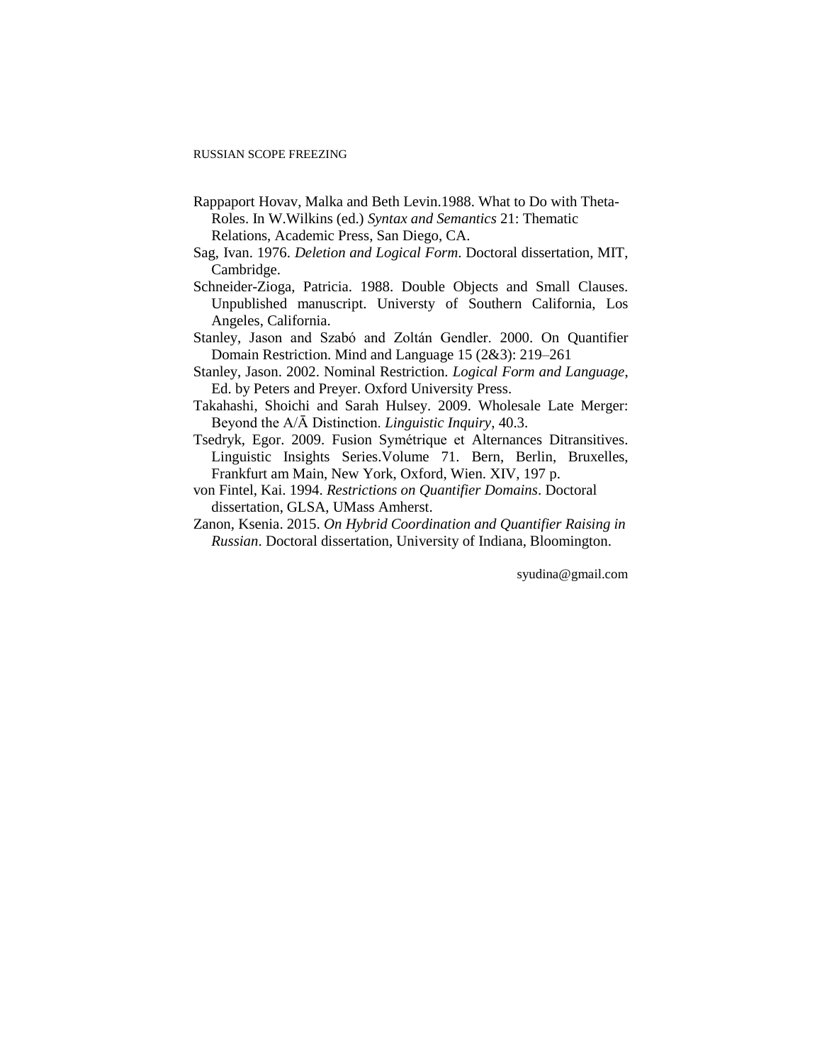Rappaport Hovav, Malka and Beth Levin.1988. What to Do with Theta-Roles. In W.Wilkins (ed.) *Syntax and Semantics* 21: Thematic Relations, Academic Press, San Diego, CA.

Sag, Ivan. 1976. *Deletion and Logical Form*. Doctoral dissertation, MIT, Cambridge.

Schneider-Zioga, Patricia. 1988. Double Objects and Small Clauses. Unpublished manuscript. Universty of Southern California, Los Angeles, California.

Stanley, Jason and Szabó and Zoltán Gendler. 2000. On Quantifier Domain Restriction. Mind and Language 15 (2&3): 219–261

Stanley, Jason. 2002. Nominal Restriction. *Logical Form and Language*, Ed. by Peters and Preyer. Oxford University Press.

Takahashi, Shoichi and Sarah Hulsey. 2009. Wholesale Late Merger: Beyond the A/Ā Distinction. *Linguistic Inquiry*, 40.3.

Tsedryk, Egor. 2009. Fusion Symétrique et Alternances Ditransitives. Linguistic Insights Series.Volume 71. Bern, Berlin, Bruxelles, Frankfurt am Main, New York, Oxford, Wien. XIV, 197 p.

von Fintel, Kai. 1994. *Restrictions on Quantifier Domains*. Doctoral dissertation, GLSA, UMass Amherst.

Zanon, Ksenia. 2015. *On Hybrid Coordination and Quantifier Raising in Russian*. Doctoral dissertation, University of Indiana, Bloomington.

syudina@gmail.com